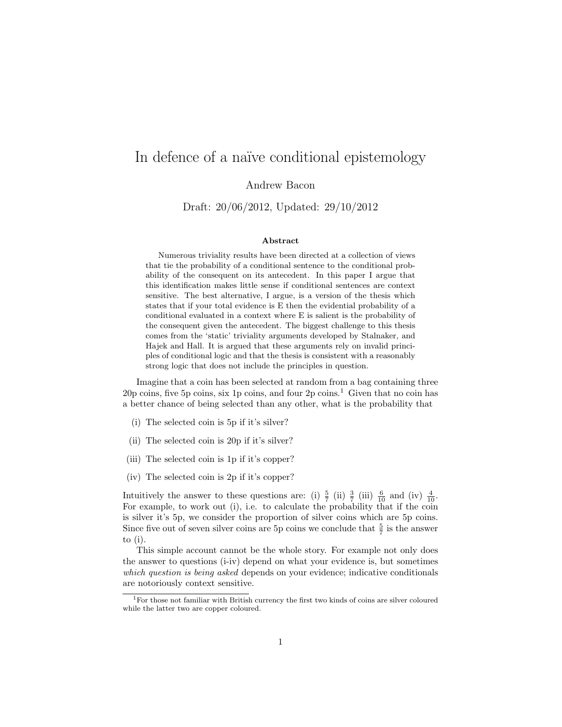# In defence of a naïve conditional epistemology

Andrew Bacon

Draft: 20/06/2012, Updated: 29/10/2012

### Abstract

Numerous triviality results have been directed at a collection of views that tie the probability of a conditional sentence to the conditional probability of the consequent on its antecedent. In this paper I argue that this identification makes little sense if conditional sentences are context sensitive. The best alternative, I argue, is a version of the thesis which states that if your total evidence is E then the evidential probability of a conditional evaluated in a context where E is salient is the probability of the consequent given the antecedent. The biggest challenge to this thesis comes from the 'static' triviality arguments developed by Stalnaker, and Hajek and Hall. It is argued that these arguments rely on invalid principles of conditional logic and that the thesis is consistent with a reasonably strong logic that does not include the principles in question.

Imagine that a coin has been selected at random from a bag containing three 20p coins, five 5p coins, six 1p coins, and four 2p coins.[1] Given that no coin has a better chance of being selected than any other, what is the probability that

(i) The selected coin is 5p if it's silver?

(ii) The selected coin is 20p if it's silver?

(iii) The selected coin is 1p if it's copper?

(iv) The selected coin is 2p if it's copper?

Intuitively the answer to these questions are: (i) $\frac{5}{7}$ (ii) $\frac{3}{7}$ (iii) $\frac{6}{10}$ and (iv) $\frac{4}{10}$. For example, to work out (i), i.e. to calculate the probability that if the coin is silver it's 5p, we consider the proportion of silver coins which are 5p coins. Since five out of seven silver coins are 5p coins we conclude that $\frac{5}{7}$ is the answer to (i).

This simple account cannot be the whole story. For example not only does the answer to questions (i-iv) depend on what your evidence is, but sometimes *which question is being asked* depends on your evidence; indicative conditionals are notoriously context sensitive.

[1] For those not familiar with British currency the first two kinds of coins are silver coloured while the latter two are copper coloured.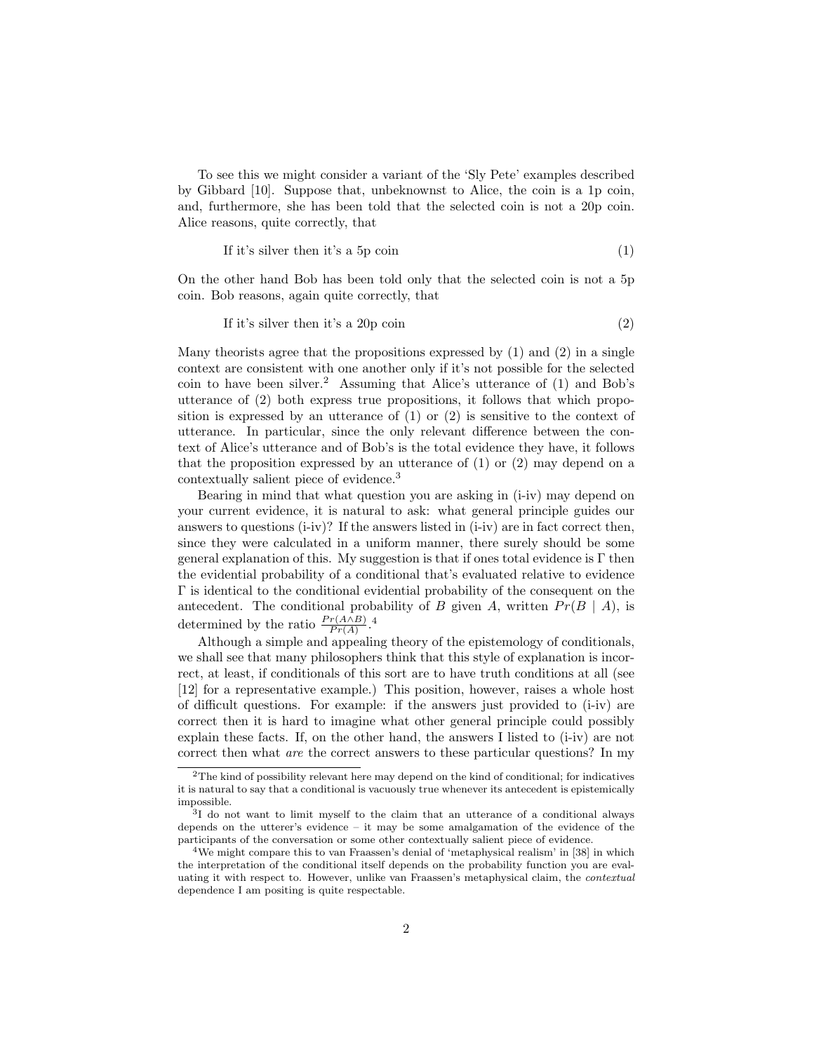To see this we might consider a variant of the 'Sly Pete' examples described by Gibbard [10]. Suppose that, unbeknownst to Alice, the coin is a 1p coin, and, furthermore, she has been told that the selected coin is not a 20p coin. Alice reasons, quite correctly, that

$$\text{If it's silver then it's a 5p coin} \tag{1}$$

On the other hand Bob has been told only that the selected coin is not a 5p coin. Bob reasons, again quite correctly, that

$$\text{If it's silver then it's a 20p coin} \tag{2}$$

Many theorists agree that the propositions expressed by (1) and (2) in a single context are consistent with one another only if it's not possible for the selected coin to have been silver.[2] Assuming that Alice's utterance of (1) and Bob's utterance of (2) both express true propositions, it follows that which proposition is expressed by an utterance of (1) or (2) is sensitive to the context of utterance. In particular, since the only relevant difference between the context of Alice's utterance and of Bob's is the total evidence they have, it follows that the proposition expressed by an utterance of (1) or (2) may depend on a contextually salient piece of evidence.[3]

Bearing in mind that what question you are asking in (i-iv) may depend on your current evidence, it is natural to ask: what general principle guides our answers to questions (i-iv)? If the answers listed in (i-iv) are in fact correct then, since they were calculated in a uniform manner, there surely should be some general explanation of this. My suggestion is that if ones total evidence is $\Gamma$ then the evidential probability of a conditional that's evaluated relative to evidence $\Gamma$ is identical to the conditional evidential probability of the consequent on the antecedent. The conditional probability of $B$ given $A$, written $Pr(B \mid A)$, is determined by the ratio $\frac{Pr(A \wedge B)}{Pr(A)}$.[4]

Although a simple and appealing theory of the epistemology of conditionals, we shall see that many philosophers think that this style of explanation is incorrect, at least, if conditionals of this sort are to have truth conditions at all (see [12] for a representative example.) This position, however, raises a whole host of difficult questions. For example: if the answers just provided to (i-iv) are correct then it is hard to imagine what other general principle could possibly explain these facts. If, on the other hand, the answers I listed to (i-iv) are not correct then what *are* the correct answers to these particular questions? In my

---

[2] The kind of possibility relevant here may depend on the kind of conditional; for indicatives it is natural to say that a conditional is vacuously true whenever its antecedent is epistemically impossible.

[3] I do not want to limit myself to the claim that an utterance of a conditional always depends on the utterer's evidence – it may be some amalgamation of the evidence of the participants of the conversation or some other contextually salient piece of evidence.

[4] We might compare this to van Fraassen's denial of 'metaphysical realism' in [38] in which the interpretation of the conditional itself depends on the probability function you are evaluating it with respect to. However, unlike van Fraassen's metaphysical claim, the *contextual* dependence I am positing is quite respectable.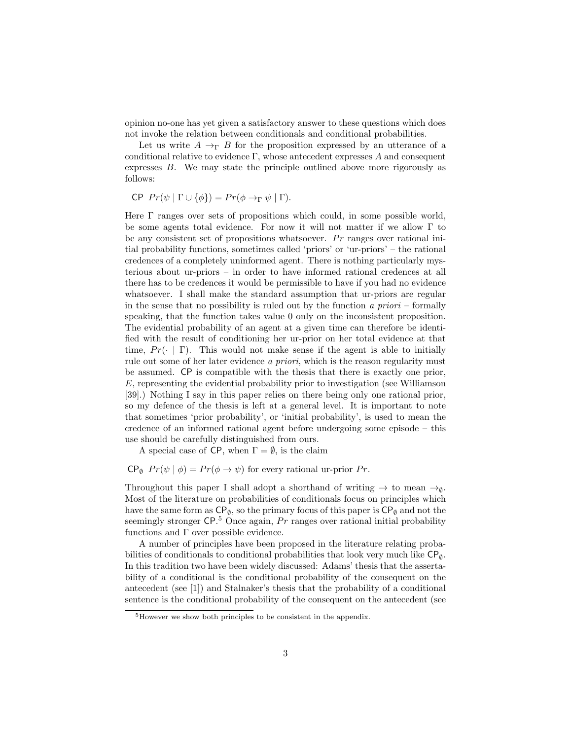opinion no-one has yet given a satisfactory answer to these questions which does not invoke the relation between conditionals and conditional probabilities.

Let us write $A \rightarrow_{\Gamma} B$ for the proposition expressed by an utterance of a conditional relative to evidence $\Gamma$, whose antecedent expresses $A$ and consequent expresses $B$. We may state the principle outlined above more rigorously as follows:

$\mathsf{CP}$ $Pr(\psi \mid \Gamma \cup \{\phi\}) = Pr(\phi \rightarrow_{\Gamma} \psi \mid \Gamma)$.

Here $\Gamma$ ranges over sets of propositions which could, in some possible world, be some agents total evidence. For now it will not matter if we allow $\Gamma$ to be any consistent set of propositions whatsoever. $Pr$ ranges over rational initial probability functions, sometimes called 'priors' or 'ur-priors' – the rational credences of a completely uninformed agent. There is nothing particularly mysterious about ur-priors – in order to have informed rational credences at all there has to be credences it would be permissible to have if you had no evidence whatsoever. I shall make the standard assumption that ur-priors are regular in the sense that no possibility is ruled out by the function *a priori* – formally speaking, that the function takes value 0 only on the inconsistent proposition. The evidential probability of an agent at a given time can therefore be identified with the result of conditioning her ur-prior on her total evidence at that time, $Pr(\cdot \mid \Gamma)$. This would not make sense if the agent is able to initially rule out some of her later evidence *a priori*, which is the reason regularity must be assumed. $\mathsf{CP}$ is compatible with the thesis that there is exactly one prior, $E$, representing the evidential probability prior to investigation (see Williamson [39].) Nothing I say in this paper relies on there being only one rational prior, so my defence of the thesis is left at a general level. It is important to note that sometimes 'prior probability', or 'initial probability', is used to mean the credence of an informed rational agent before undergoing some episode – this use should be carefully distinguished from ours.

A special case of $\mathsf{CP}$, when $\Gamma = \emptyset$, is the claim

$\mathsf{CP}_{\emptyset}$ $Pr(\psi \mid \phi) = Pr(\phi \rightarrow \psi)$ for every rational ur-prior $Pr$.

Throughout this paper I shall adopt a shorthand of writing $\rightarrow$ to mean $\rightarrow_{\emptyset}$. Most of the literature on probabilities of conditionals focus on principles which have the same form as $\mathsf{CP}_{\emptyset}$, so the primary focus of this paper is $\mathsf{CP}_{\emptyset}$ and not the seemingly stronger $\mathsf{CP}$.[5] Once again, $Pr$ ranges over rational initial probability functions and $\Gamma$ over possible evidence.

A number of principles have been proposed in the literature relating probabilities of conditionals to conditional probabilities that look very much like $\mathsf{CP}_{\emptyset}$. In this tradition two have been widely discussed: Adams' thesis that the assertability of a conditional is the conditional probability of the consequent on the antecedent (see [1]) and Stalnaker's thesis that the probability of a conditional sentence is the conditional probability of the consequent on the antecedent (see

[5] However we show both principles to be consistent in the appendix.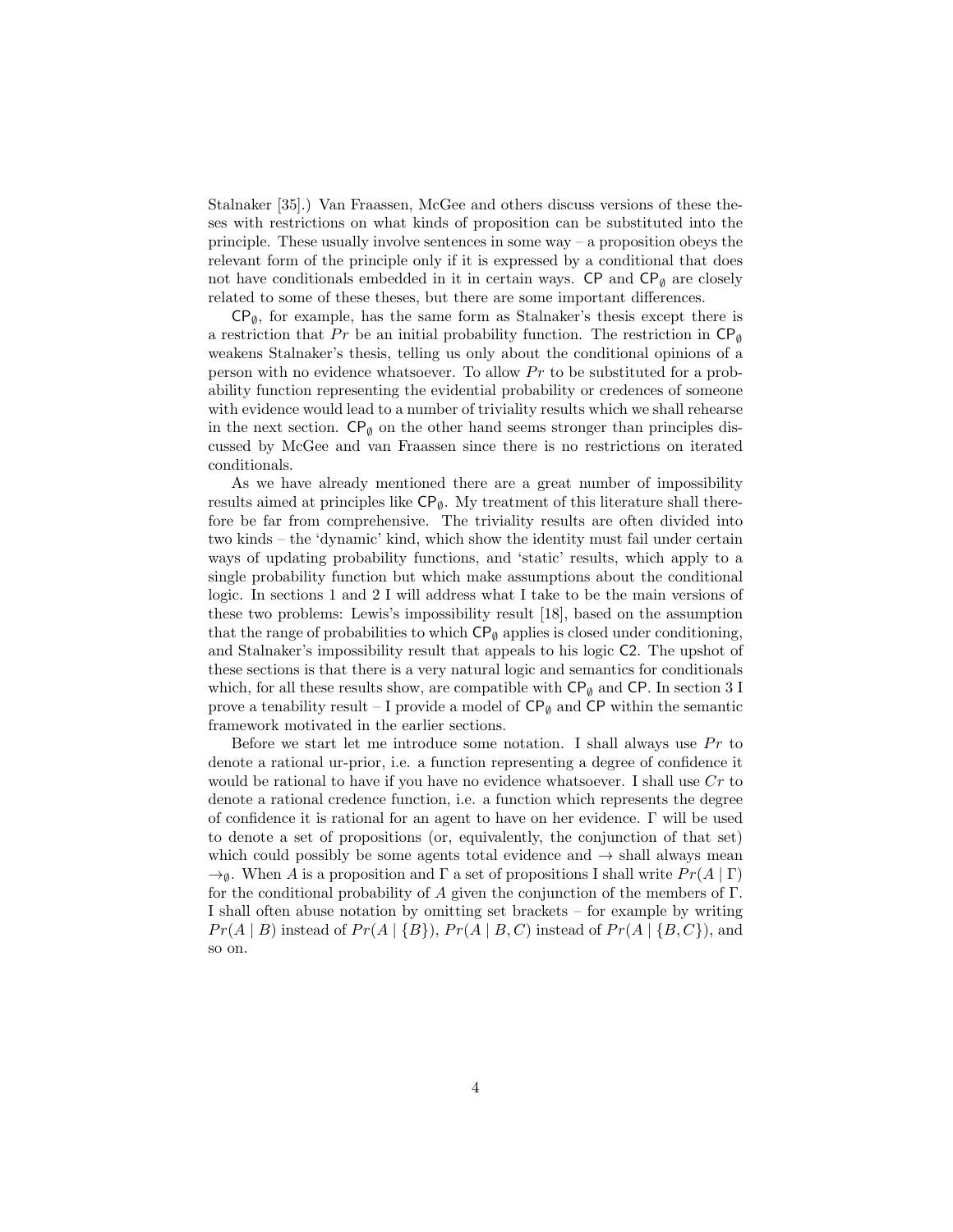Stalnaker [35].) Van Fraassen, McGee and others discuss versions of these theses with restrictions on what kinds of proposition can be substituted into the principle. These usually involve sentences in some way – a proposition obeys the relevant form of the principle only if it is expressed by a conditional that does not have conditionals embedded in it in certain ways. $\mathsf{CP}$ and $\mathsf{CP}_\emptyset$ are closely related to some of these theses, but there are some important differences.

$\mathsf{CP}_\emptyset$, for example, has the same form as Stalnaker's thesis except there is a restriction that $Pr$ be an initial probability function. The restriction in $\mathsf{CP}_\emptyset$ weakens Stalnaker's thesis, telling us only about the conditional opinions of a person with no evidence whatsoever. To allow $Pr$ to be substituted for a probability function representing the evidential probability or credences of someone with evidence would lead to a number of triviality results which we shall rehearse in the next section. $\mathsf{CP}_\emptyset$ on the other hand seems stronger than principles discussed by McGee and van Fraassen since there is no restrictions on iterated conditionals.

As we have already mentioned there are a great number of impossibility results aimed at principles like $\mathsf{CP}_\emptyset$. My treatment of this literature shall therefore be far from comprehensive. The triviality results are often divided into two kinds – the 'dynamic' kind, which show the identity must fail under certain ways of updating probability functions, and 'static' results, which apply to a single probability function but which make assumptions about the conditional logic. In sections 1 and 2 I will address what I take to be the main versions of these two problems: Lewis's impossibility result [18], based on the assumption that the range of probabilities to which $\mathsf{CP}_\emptyset$ applies is closed under conditioning, and Stalnaker's impossibility result that appeals to his logic $\mathsf{C2}$. The upshot of these sections is that there is a very natural logic and semantics for conditionals which, for all these results show, are compatible with $\mathsf{CP}_\emptyset$ and $\mathsf{CP}$. In section 3 I prove a tenability result – I provide a model of $\mathsf{CP}_\emptyset$ and $\mathsf{CP}$ within the semantic framework motivated in the earlier sections.

Before we start let me introduce some notation. I shall always use $Pr$ to denote a rational ur-prior, i.e. a function representing a degree of confidence it would be rational to have if you have no evidence whatsoever. I shall use $Cr$ to denote a rational credence function, i.e. a function which represents the degree of confidence it is rational for an agent to have on her evidence. $\Gamma$ will be used to denote a set of propositions (or, equivalently, the conjunction of that set) which could possibly be some agents total evidence and $\to$ shall always mean $\to_\emptyset$. When $A$ is a proposition and $\Gamma$ a set of propositions I shall write $Pr(A \mid \Gamma)$ for the conditional probability of $A$ given the conjunction of the members of $\Gamma$. I shall often abuse notation by omitting set brackets – for example by writing $Pr(A \mid B)$ instead of $Pr(A \mid \{B\})$, $Pr(A \mid B, C)$ instead of $Pr(A \mid \{B, C\})$, and so on.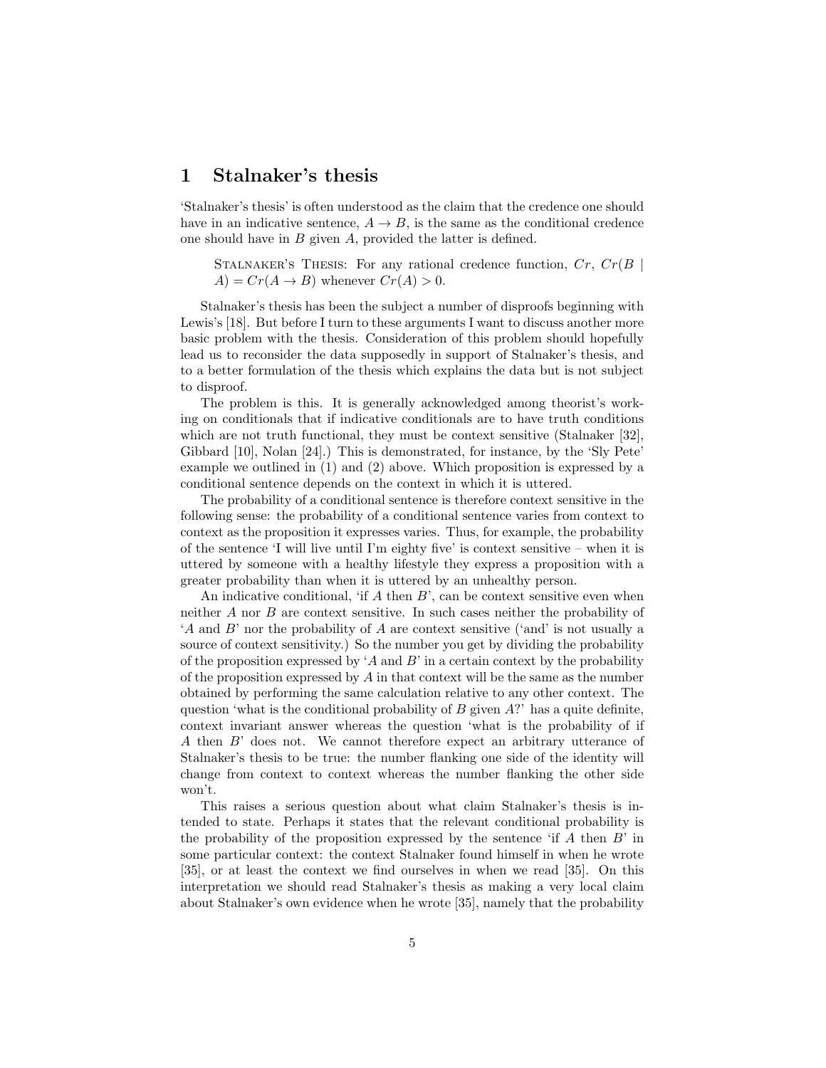# 1 Stalnaker's thesis

'Stalnaker's thesis' is often understood as the claim that the credence one should have in an indicative sentence, $A \to B$, is the same as the conditional credence one should have in $B$ given $A$, provided the latter is defined.

> Stalnaker's Thesis: For any rational credence function, $Cr$, $Cr(B \mid A) = Cr(A \to B)$ whenever $Cr(A) > 0$.

Stalnaker's thesis has been the subject a number of disproofs beginning with Lewis's [18]. But before I turn to these arguments I want to discuss another more basic problem with the thesis. Consideration of this problem should hopefully lead us to reconsider the data supposedly in support of Stalnaker's thesis, and to a better formulation of the thesis which explains the data but is not subject to disproof.

The problem is this. It is generally acknowledged among theorist's working on conditionals that if indicative conditionals are to have truth conditions which are not truth functional, they must be context sensitive (Stalnaker [32], Gibbard [10], Nolan [24].) This is demonstrated, for instance, by the 'Sly Pete' example we outlined in (1) and (2) above. Which proposition is expressed by a conditional sentence depends on the context in which it is uttered.

The probability of a conditional sentence is therefore context sensitive in the following sense: the probability of a conditional sentence varies from context to context as the proposition it expresses varies. Thus, for example, the probability of the sentence 'I will live until I'm eighty five' is context sensitive – when it is uttered by someone with a healthy lifestyle they express a proposition with a greater probability than when it is uttered by an unhealthy person.

An indicative conditional, 'if $A$ then $B$', can be context sensitive even when neither $A$ nor $B$ are context sensitive. In such cases neither the probability of '$A$ and $B$' nor the probability of $A$ are context sensitive ('and' is not usually a source of context sensitivity.) So the number you get by dividing the probability of the proposition expressed by '$A$ and $B$' in a certain context by the probability of the proposition expressed by $A$ in that context will be the same as the number obtained by performing the same calculation relative to any other context. The question 'what is the conditional probability of $B$ given $A$?' has a quite definite, context invariant answer whereas the question 'what is the probability of if $A$ then $B$' does not. We cannot therefore expect an arbitrary utterance of Stalnaker's thesis to be true: the number flanking one side of the identity will change from context to context whereas the number flanking the other side won't.

This raises a serious question about what claim Stalnaker's thesis is intended to state. Perhaps it states that the relevant conditional probability is the probability of the proposition expressed by the sentence 'if $A$ then $B$' in some particular context: the context Stalnaker found himself in when he wrote [35], or at least the context we find ourselves in when we read [35]. On this interpretation we should read Stalnaker's thesis as making a very local claim about Stalnaker's own evidence when he wrote [35], namely that the probability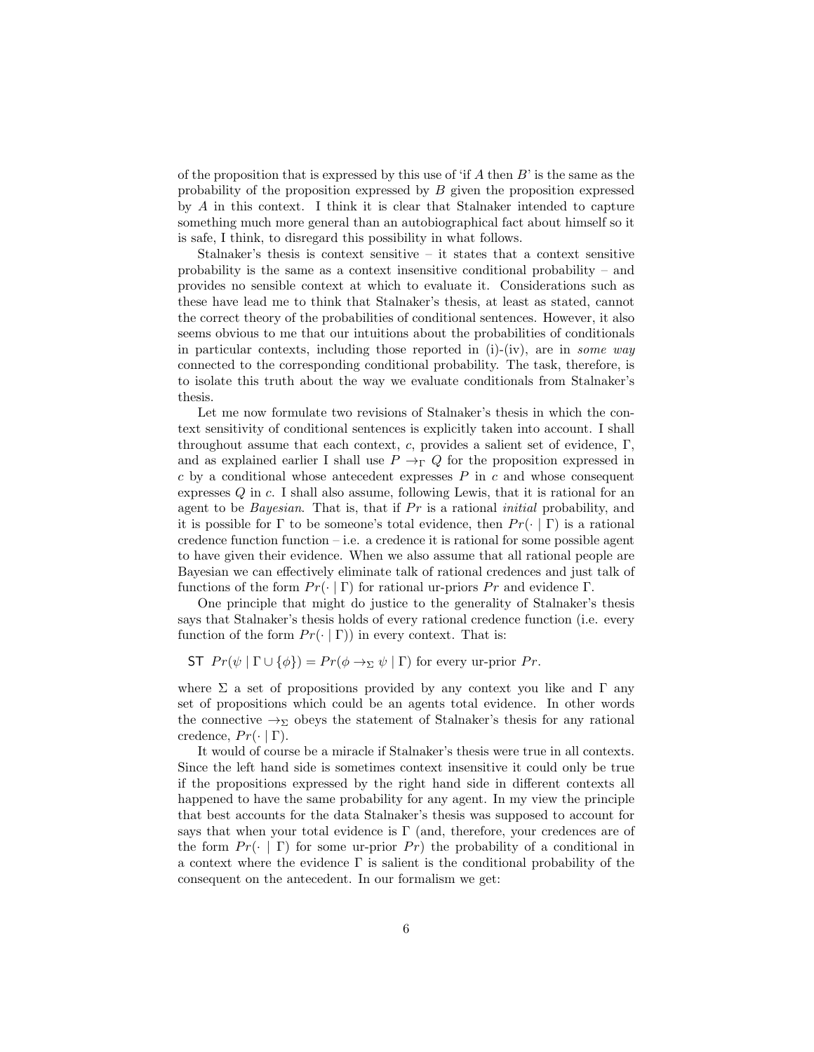of the proposition that is expressed by this use of 'if $A$ then $B$' is the same as the probability of the proposition expressed by $B$ given the proposition expressed by $A$ in this context. I think it is clear that Stalnaker intended to capture something much more general than an autobiographical fact about himself so it is safe, I think, to disregard this possibility in what follows.

Stalnaker's thesis is context sensitive – it states that a context sensitive probability is the same as a context insensitive conditional probability – and provides no sensible context at which to evaluate it. Considerations such as these have lead me to think that Stalnaker's thesis, at least as stated, cannot the correct theory of the probabilities of conditional sentences. However, it also seems obvious to me that our intuitions about the probabilities of conditionals in particular contexts, including those reported in (i)-(iv), are in *some way* connected to the corresponding conditional probability. The task, therefore, is to isolate this truth about the way we evaluate conditionals from Stalnaker's thesis.

Let me now formulate two revisions of Stalnaker's thesis in which the context sensitivity of conditional sentences is explicitly taken into account. I shall throughout assume that each context, $c$, provides a salient set of evidence, $\Gamma$, and as explained earlier I shall use $P \rightarrow_\Gamma Q$ for the proposition expressed in $c$ by a conditional whose antecedent expresses $P$ in $c$ and whose consequent expresses $Q$ in $c$. I shall also assume, following Lewis, that it is rational for an agent to be *Bayesian*. That is, that if $Pr$ is a rational *initial* probability, and it is possible for $\Gamma$ to be someone's total evidence, then $Pr(\cdot \mid \Gamma)$ is a rational credence function function – i.e. a credence it is rational for some possible agent to have given their evidence. When we also assume that all rational people are Bayesian we can effectively eliminate talk of rational credences and just talk of functions of the form $Pr(\cdot \mid \Gamma)$ for rational ur-priors $Pr$ and evidence $\Gamma$.

One principle that might do justice to the generality of Stalnaker's thesis says that Stalnaker's thesis holds of every rational credence function (i.e. every function of the form $Pr(\cdot \mid \Gamma)$) in every context. That is:

ST $Pr(\psi \mid \Gamma \cup \{\phi\}) = Pr(\phi \rightarrow_\Sigma \psi \mid \Gamma)$ for every ur-prior $Pr$.

where $\Sigma$ a set of propositions provided by any context you like and $\Gamma$ any set of propositions which could be an agents total evidence. In other words the connective $\rightarrow_\Sigma$ obeys the statement of Stalnaker's thesis for any rational credence, $Pr(\cdot \mid \Gamma)$.

It would of course be a miracle if Stalnaker's thesis were true in all contexts. Since the left hand side is sometimes context insensitive it could only be true if the propositions expressed by the right hand side in different contexts all happened to have the same probability for any agent. In my view the principle that best accounts for the data Stalnaker's thesis was supposed to account for says that when your total evidence is $\Gamma$ (and, therefore, your credences are of the form $Pr(\cdot \mid \Gamma)$ for some ur-prior $Pr$) the probability of a conditional in a context where the evidence $\Gamma$ is salient is the conditional probability of the consequent on the antecedent. In our formalism we get: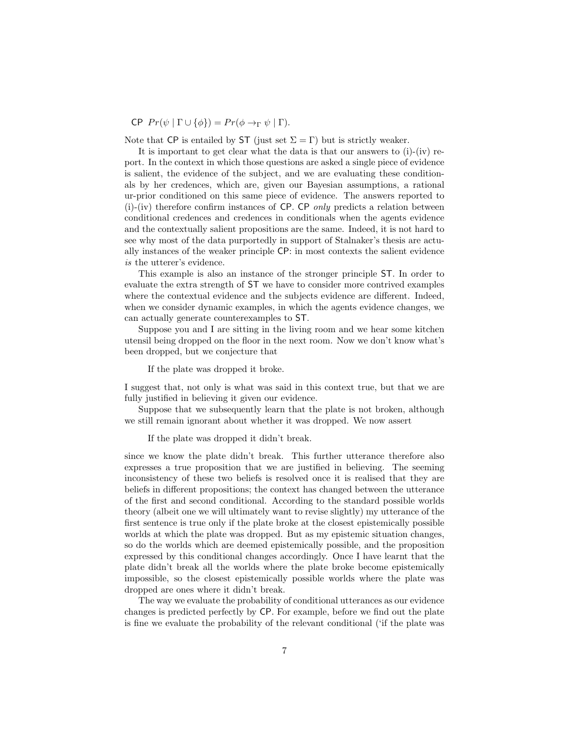CP $Pr(\psi \mid \Gamma \cup \{\phi\}) = Pr(\phi \rightarrow_{\Gamma} \psi \mid \Gamma)$.

Note that CP is entailed by ST (just set $\Sigma = \Gamma$) but is strictly weaker.

It is important to get clear what the data is that our answers to (i)-(iv) report. In the context in which those questions are asked a single piece of evidence is salient, the evidence of the subject, and we are evaluating these conditionals by her credences, which are, given our Bayesian assumptions, a rational ur-prior conditioned on this same piece of evidence. The answers reported to (i)-(iv) therefore confirm instances of CP. CP *only* predicts a relation between conditional credences and credences in conditionals when the agents evidence and the contextually salient propositions are the same. Indeed, it is not hard to see why most of the data purportedly in support of Stalnaker's thesis are actually instances of the weaker principle CP: in most contexts the salient evidence *is* the utterer's evidence.

This example is also an instance of the stronger principle ST. In order to evaluate the extra strength of ST we have to consider more contrived examples where the contextual evidence and the subjects evidence are different. Indeed, when we consider dynamic examples, in which the agents evidence changes, we can actually generate counterexamples to ST.

Suppose you and I are sitting in the living room and we hear some kitchen utensil being dropped on the floor in the next room. Now we don't know what's been dropped, but we conjecture that

> If the plate was dropped it broke.

I suggest that, not only is what was said in this context true, but that we are fully justified in believing it given our evidence.

Suppose that we subsequently learn that the plate is not broken, although we still remain ignorant about whether it was dropped. We now assert

> If the plate was dropped it didn't break.

since we know the plate didn't break. This further utterance therefore also expresses a true proposition that we are justified in believing. The seeming inconsistency of these two beliefs is resolved once it is realised that they are beliefs in different propositions; the context has changed between the utterance of the first and second conditional. According to the standard possible worlds theory (albeit one we will ultimately want to revise slightly) my utterance of the first sentence is true only if the plate broke at the closest epistemically possible worlds at which the plate was dropped. But as my epistemic situation changes, so do the worlds which are deemed epistemically possible, and the proposition expressed by this conditional changes accordingly. Once I have learnt that the plate didn't break all the worlds where the plate broke become epistemically impossible, so the closest epistemically possible worlds where the plate was dropped are ones where it didn't break.

The way we evaluate the probability of conditional utterances as our evidence changes is predicted perfectly by CP. For example, before we find out the plate is fine we evaluate the probability of the relevant conditional ('if the plate was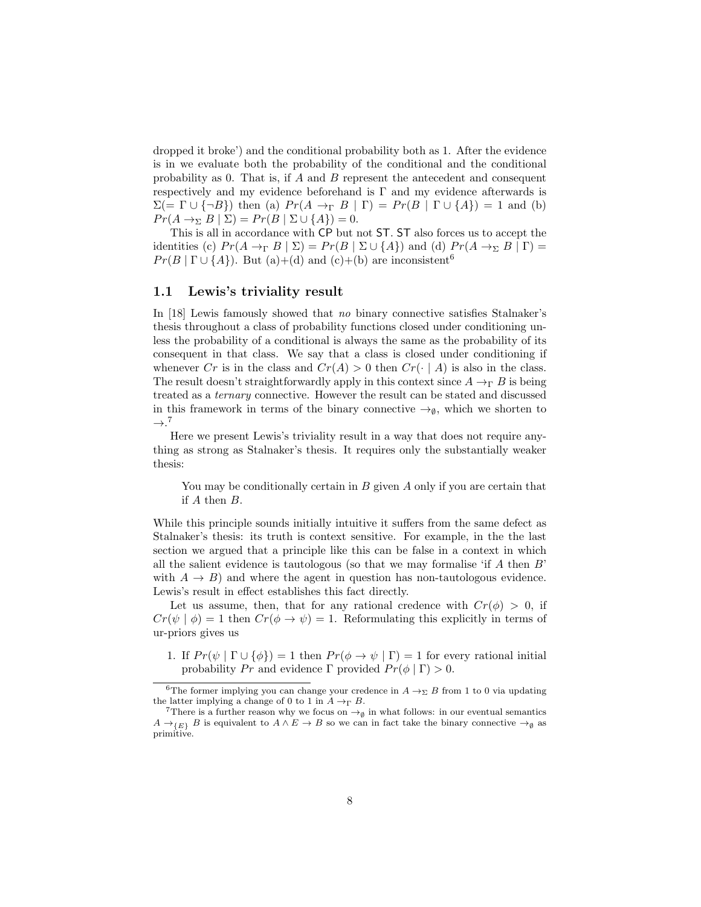dropped it broke') and the conditional probability both as 1. After the evidence is in we evaluate both the probability of the conditional and the conditional probability as 0. That is, if $A$ and $B$ represent the antecedent and consequent respectively and my evidence beforehand is $\Gamma$ and my evidence afterwards is $\Sigma(= \Gamma \cup \{\neg B\})$ then (a) $Pr(A \rightarrow_\Gamma B \mid \Gamma) = Pr(B \mid \Gamma \cup \{A\}) = 1$ and (b) $Pr(A \rightarrow_\Sigma B \mid \Sigma) = Pr(B \mid \Sigma \cup \{A\}) = 0$.

This is all in accordance with CP but not ST. ST also forces us to accept the identities (c) $Pr(A \rightarrow_\Gamma B \mid \Sigma) = Pr(B \mid \Sigma \cup \{A\})$ and (d) $Pr(A \rightarrow_\Sigma B \mid \Gamma) = Pr(B \mid \Gamma \cup \{A\})$. But (a)+(d) and (c)+(b) are inconsistent[6]

## 1.1 Lewis's triviality result

In [18] Lewis famously showed that *no* binary connective satisfies Stalnaker's thesis throughout a class of probability functions closed under conditioning unless the probability of a conditional is always the same as the probability of its consequent in that class. We say that a class is closed under conditioning if whenever $Cr$ is in the class and $Cr(A) > 0$ then $Cr(\cdot \mid A)$ is also in the class. The result doesn't straightforwardly apply in this context since $A \rightarrow_\Gamma B$ is being treated as a *ternary* connective. However the result can be stated and discussed in this framework in terms of the binary connective $\rightarrow_\emptyset$, which we shorten to $\rightarrow$.[7]

Here we present Lewis's triviality result in a way that does not require anything as strong as Stalnaker's thesis. It requires only the substantially weaker thesis:

> You may be conditionally certain in $B$ given $A$ only if you are certain that if $A$ then $B$.

While this principle sounds initially intuitive it suffers from the same defect as Stalnaker's thesis: its truth is context sensitive. For example, in the the last section we argued that a principle like this can be false in a context in which all the salient evidence is tautologous (so that we may formalise 'if $A$ then $B$' with $A \rightarrow B$) and where the agent in question has non-tautologous evidence. Lewis's result in effect establishes this fact directly.

Let us assume, then, that for any rational credence with $Cr(\phi) > 0$, if $Cr(\psi \mid \phi) = 1$ then $Cr(\phi \rightarrow \psi) = 1$. Reformulating this explicitly in terms of ur-priors gives us

1. If $Pr(\psi \mid \Gamma \cup \{\phi\}) = 1$ then $Pr(\phi \rightarrow \psi \mid \Gamma) = 1$ for every rational initial probability $Pr$ and evidence $\Gamma$ provided $Pr(\phi \mid \Gamma) > 0$.

---

[6] The former implying you can change your credence in $A \rightarrow_\Sigma B$ from 1 to 0 via updating the latter implying a change of 0 to 1 in $A \rightarrow_\Gamma B$.

[7] There is a further reason why we focus on $\rightarrow_\emptyset$ in what follows: in our eventual semantics $A \rightarrow_{\{E\}} B$ is equivalent to $A \wedge E \rightarrow B$ so we can in fact take the binary connective $\rightarrow_\emptyset$ as primitive.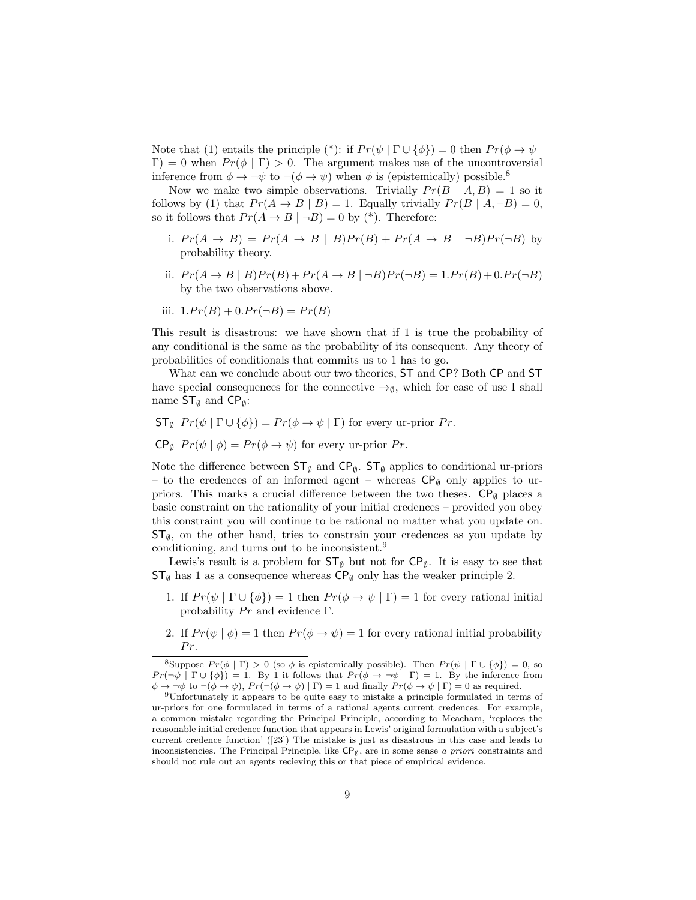Note that (1) entails the principle (*): if $Pr(\psi \mid \Gamma \cup \{\phi\}) = 0$ then $Pr(\phi \to \psi \mid \Gamma) = 0$ when $Pr(\phi \mid \Gamma) > 0$. The argument makes use of the uncontroversial inference from $\phi \to \neg\psi$ to $\neg(\phi \to \psi)$ when $\phi$ is (epistemically) possible.[8]

Now we make two simple observations. Trivially $Pr(B \mid A, B) = 1$ so it follows by (1) that $Pr(A \to B \mid B) = 1$. Equally trivially $Pr(B \mid A, \neg B) = 0$, so it follows that $Pr(A \to B \mid \neg B) = 0$ by (*). Therefore:

i. $Pr(A \to B) = Pr(A \to B \mid B)Pr(B) + Pr(A \to B \mid \neg B)Pr(\neg B)$ by probability theory.

ii. $Pr(A \to B \mid B)Pr(B) + Pr(A \to B \mid \neg B)Pr(\neg B) = 1.Pr(B) + 0.Pr(\neg B)$ by the two observations above.

iii. $1.Pr(B) + 0.Pr(\neg B) = Pr(B)$

This result is disastrous: we have shown that if 1 is true the probability of any conditional is the same as the probability of its consequent. Any theory of probabilities of conditionals that commits us to 1 has to go.

What can we conclude about our two theories, ST and CP? Both CP and ST have special consequences for the connective $\to_\emptyset$, which for ease of use I shall name $\mathsf{ST}_\emptyset$ and $\mathsf{CP}_\emptyset$:

$\mathsf{ST}_\emptyset$ $Pr(\psi \mid \Gamma \cup \{\phi\}) = Pr(\phi \to \psi \mid \Gamma)$ for every ur-prior $Pr$.

$\mathsf{CP}_\emptyset$ $Pr(\psi \mid \phi) = Pr(\phi \to \psi)$ for every ur-prior $Pr$.

Note the difference between $\mathsf{ST}_\emptyset$ and $\mathsf{CP}_\emptyset$. $\mathsf{ST}_\emptyset$ applies to conditional ur-priors – to the credences of an informed agent – whereas $\mathsf{CP}_\emptyset$ only applies to ur-priors. This marks a crucial difference between the two theses. $\mathsf{CP}_\emptyset$ places a basic constraint on the rationality of your initial credences – provided you obey this constraint you will continue to be rational no matter what you update on. $\mathsf{ST}_\emptyset$, on the other hand, tries to constrain your credences as you update by conditioning, and turns out to be inconsistent.[9]

Lewis's result is a problem for $\mathsf{ST}_\emptyset$ but not for $\mathsf{CP}_\emptyset$. It is easy to see that $\mathsf{ST}_\emptyset$ has 1 as a consequence whereas $\mathsf{CP}_\emptyset$ only has the weaker principle 2.

1. If $Pr(\psi \mid \Gamma \cup \{\phi\}) = 1$ then $Pr(\phi \to \psi \mid \Gamma) = 1$ for every rational initial probability $Pr$ and evidence $\Gamma$.

2. If $Pr(\psi \mid \phi) = 1$ then $Pr(\phi \to \psi) = 1$ for every rational initial probability $Pr$.

---

[8] Suppose $Pr(\phi \mid \Gamma) > 0$ (so $\phi$ is epistemically possible). Then $Pr(\psi \mid \Gamma \cup \{\phi\}) = 0$, so $Pr(\neg\psi \mid \Gamma \cup \{\phi\}) = 1$. By 1 it follows that $Pr(\phi \to \neg\psi \mid \Gamma) = 1$. By the inference from $\phi \to \neg\psi$ to $\neg(\phi \to \psi)$, $Pr(\neg(\phi \to \psi) \mid \Gamma) = 1$ and finally $Pr(\phi \to \psi \mid \Gamma) = 0$ as required.

[9] Unfortunately it appears to be quite easy to mistake a principle formulated in terms of ur-priors for one formulated in terms of a rational agents current credences. For example, a common mistake regarding the Principal Principle, according to Meacham, 'replaces the reasonable initial credence function that appears in Lewis' original formulation with a subject's current credence function' ([23]) The mistake is just as disastrous in this case and leads to inconsistencies. The Principal Principle, like $\mathsf{CP}_\emptyset$, are in some sense *a priori* constraints and should not rule out an agents recieving this or that piece of empirical evidence.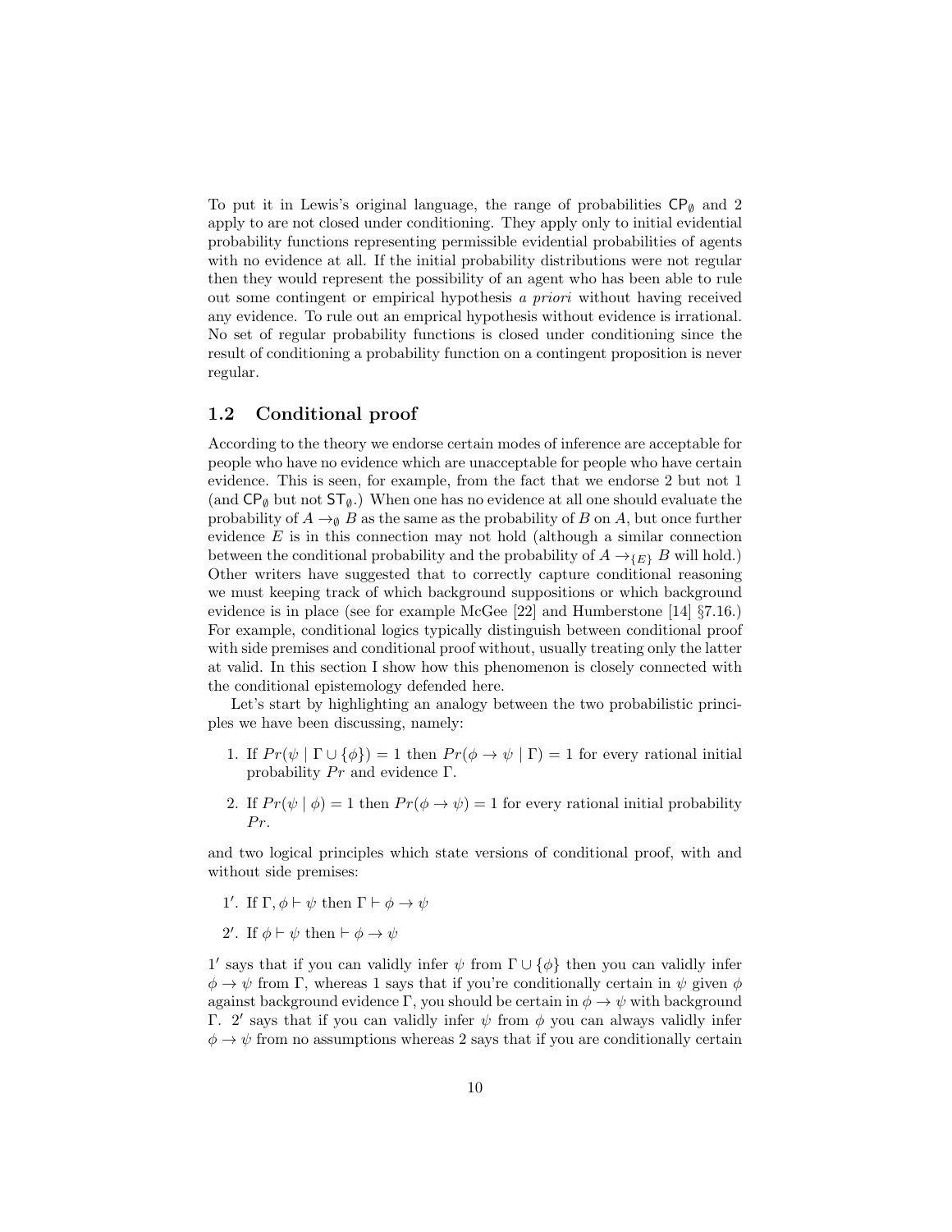To put it in Lewis's original language, the range of probabilities $\mathsf{CP}_\emptyset$ and 2 apply to are not closed under conditioning. They apply only to initial evidential probability functions representing permissible evidential probabilities of agents with no evidence at all. If the initial probability distributions were not regular then they would represent the possibility of an agent who has been able to rule out some contingent or empirical hypothesis *a priori* without having received any evidence. To rule out an emprical hypothesis without evidence is irrational. No set of regular probability functions is closed under conditioning since the result of conditioning a probability function on a contingent proposition is never regular.

### 1.2 Conditional proof

According to the theory we endorse certain modes of inference are acceptable for people who have no evidence which are unacceptable for people who have certain evidence. This is seen, for example, from the fact that we endorse 2 but not 1 (and $\mathsf{CP}_\emptyset$ but not $\mathsf{ST}_\emptyset$.) When one has no evidence at all one should evaluate the probability of $A \rightarrow_\emptyset B$ as the same as the probability of $B$ on $A$, but once further evidence $E$ is in this connection may not hold (although a similar connection between the conditional probability and the probability of $A \rightarrow_{\{E\}} B$ will hold.) Other writers have suggested that to correctly capture conditional reasoning we must keeping track of which background suppositions or which background evidence is in place (see for example McGee [22] and Humberstone [14] §7.16.) For example, conditional logics typically distinguish between conditional proof with side premises and conditional proof without, usually treating only the latter at valid. In this section I show how this phenomenon is closely connected with the conditional epistemology defended here.

Let's start by highlighting an analogy between the two probabilistic principles we have been discussing, namely:

1. If $Pr(\psi \mid \Gamma \cup \{\phi\}) = 1$ then $Pr(\phi \rightarrow \psi \mid \Gamma) = 1$ for every rational initial probability $Pr$ and evidence $\Gamma$.
2. If $Pr(\psi \mid \phi) = 1$ then $Pr(\phi \rightarrow \psi) = 1$ for every rational initial probability $Pr$.

and two logical principles which state versions of conditional proof, with and without side premises:

1′. If $\Gamma, \phi \vdash \psi$ then $\Gamma \vdash \phi \rightarrow \psi$

2′. If $\phi \vdash \psi$ then $\vdash \phi \rightarrow \psi$

1′ says that if you can validly infer $\psi$ from $\Gamma \cup \{\phi\}$ then you can validly infer $\phi \rightarrow \psi$ from $\Gamma$, whereas 1 says that if you're conditionally certain in $\psi$ given $\phi$ against background evidence $\Gamma$, you should be certain in $\phi \rightarrow \psi$ with background $\Gamma$. 2′ says that if you can validly infer $\psi$ from $\phi$ you can always validly infer $\phi \rightarrow \psi$ from no assumptions whereas 2 says that if you are conditionally certain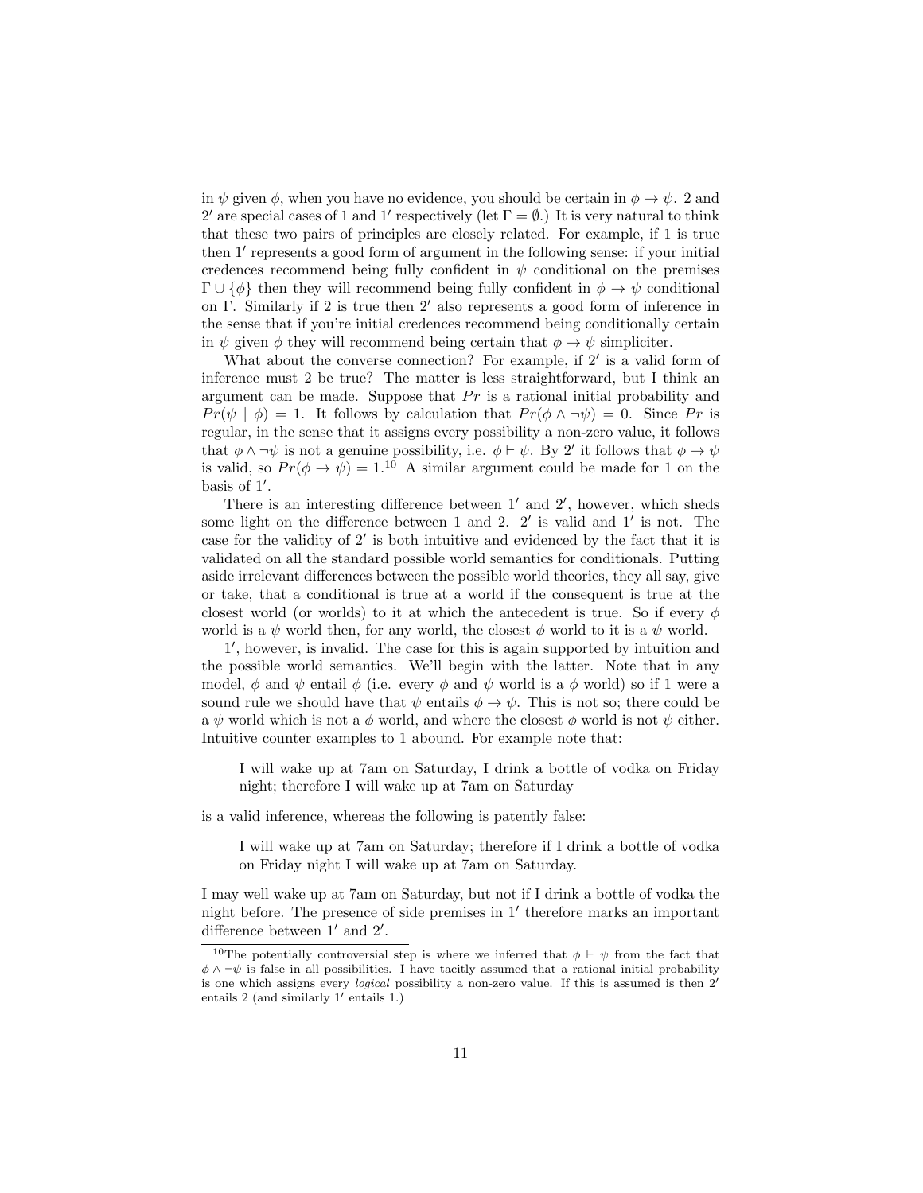in $\psi$ given $\phi$, when you have no evidence, you should be certain in $\phi \to \psi$. 2 and $2'$ are special cases of 1 and $1'$ respectively (let $\Gamma = \emptyset$.) It is very natural to think that these two pairs of principles are closely related. For example, if 1 is true then $1'$ represents a good form of argument in the following sense: if your initial credences recommend being fully confident in $\psi$ conditional on the premises $\Gamma \cup \{\phi\}$ then they will recommend being fully confident in $\phi \to \psi$ conditional on $\Gamma$. Similarly if 2 is true then $2'$ also represents a good form of inference in the sense that if you're initial credences recommend being conditionally certain in $\psi$ given $\phi$ they will recommend being certain that $\phi \to \psi$ simpliciter.

What about the converse connection? For example, if $2'$ is a valid form of inference must 2 be true? The matter is less straightforward, but I think an argument can be made. Suppose that $Pr$ is a rational initial probability and $Pr(\psi \mid \phi) = 1$. It follows by calculation that $Pr(\phi \wedge \neg\psi) = 0$. Since $Pr$ is regular, in the sense that it assigns every possibility a non-zero value, it follows that $\phi \wedge \neg\psi$ is not a genuine possibility, i.e. $\phi \vdash \psi$. By $2'$ it follows that $\phi \to \psi$ is valid, so $Pr(\phi \to \psi) = 1$.[10] A similar argument could be made for 1 on the basis of $1'$.

There is an interesting difference between $1'$ and $2'$, however, which sheds some light on the difference between 1 and 2. $2'$ is valid and $1'$ is not. The case for the validity of $2'$ is both intuitive and evidenced by the fact that it is validated on all the standard possible world semantics for conditionals. Putting aside irrelevant differences between the possible world theories, they all say, give or take, that a conditional is true at a world if the consequent is true at the closest world (or worlds) to it at which the antecedent is true. So if every $\phi$ world is a $\psi$ world then, for any world, the closest $\phi$ world to it is a $\psi$ world.

$1'$, however, is invalid. The case for this is again supported by intuition and the possible world semantics. We'll begin with the latter. Note that in any model, $\phi$ and $\psi$ entail $\phi$ (i.e. every $\phi$ and $\psi$ world is a $\phi$ world) so if 1 were a sound rule we should have that $\psi$ entails $\phi \to \psi$. This is not so; there could be a $\psi$ world which is not a $\phi$ world, and where the closest $\phi$ world is not $\psi$ either. Intuitive counter examples to 1 abound. For example note that:

> I will wake up at 7am on Saturday, I drink a bottle of vodka on Friday night; therefore I will wake up at 7am on Saturday

is a valid inference, whereas the following is patently false:

> I will wake up at 7am on Saturday; therefore if I drink a bottle of vodka on Friday night I will wake up at 7am on Saturday.

I may well wake up at 7am on Saturday, but not if I drink a bottle of vodka the night before. The presence of side premises in $1'$ therefore marks an important difference between $1'$ and $2'$.

[10] The potentially controversial step is where we inferred that $\phi \vdash \psi$ from the fact that $\phi \wedge \neg\psi$ is false in all possibilities. I have tacitly assumed that a rational initial probability is one which assigns every *logical* possibility a non-zero value. If this is assumed is then $2'$ entails 2 (and similarly $1'$ entails 1.)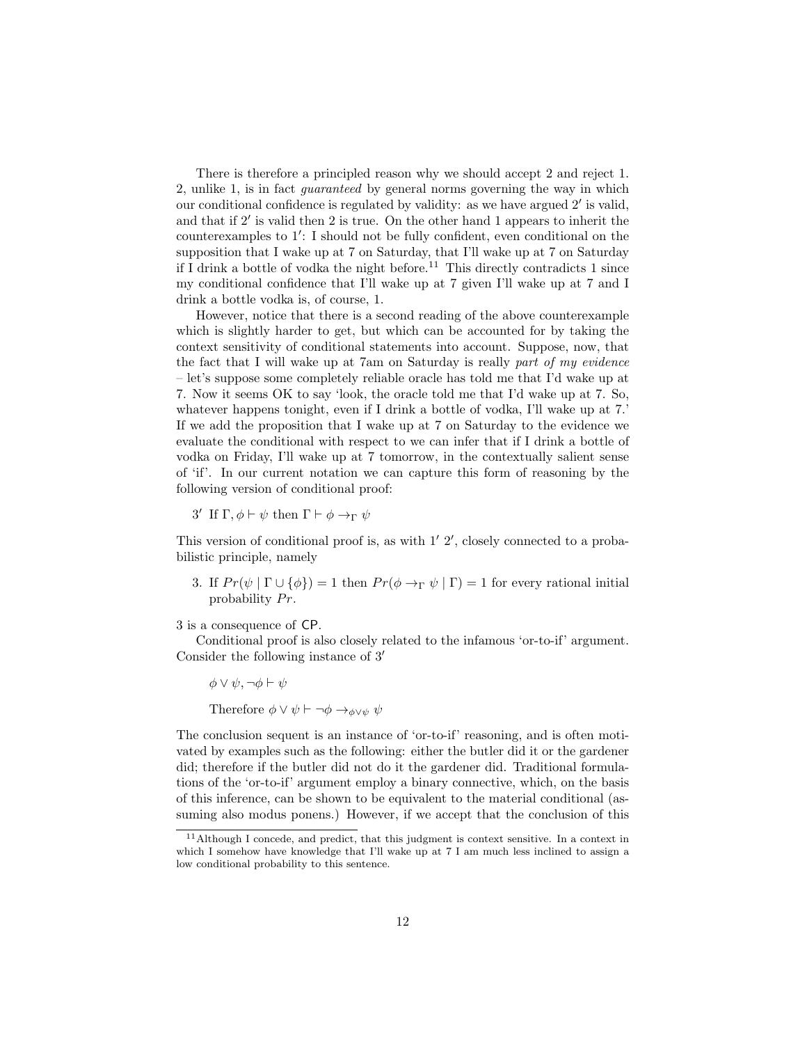There is therefore a principled reason why we should accept 2 and reject 1. 2, unlike 1, is in fact *guaranteed* by general norms governing the way in which our conditional confidence is regulated by validity: as we have argued $2'$ is valid, and that if $2'$ is valid then 2 is true. On the other hand 1 appears to inherit the counterexamples to $1'$: I should not be fully confident, even conditional on the supposition that I wake up at 7 on Saturday, that I'll wake up at 7 on Saturday if I drink a bottle of vodka the night before.[11] This directly contradicts 1 since my conditional confidence that I'll wake up at 7 given I'll wake up at 7 and I drink a bottle vodka is, of course, 1.

However, notice that there is a second reading of the above counterexample which is slightly harder to get, but which can be accounted for by taking the context sensitivity of conditional statements into account. Suppose, now, that the fact that I will wake up at 7am on Saturday is really *part of my evidence* – let's suppose some completely reliable oracle has told me that I'd wake up at 7. Now it seems OK to say 'look, the oracle told me that I'd wake up at 7. So, whatever happens tonight, even if I drink a bottle of vodka, I'll wake up at 7.' If we add the proposition that I wake up at 7 on Saturday to the evidence we evaluate the conditional with respect to we can infer that if I drink a bottle of vodka on Friday, I'll wake up at 7 tomorrow, in the contextually salient sense of 'if'. In our current notation we can capture this form of reasoning by the following version of conditional proof:

$3'$ If $\Gamma, \phi \vdash \psi$ then $\Gamma \vdash \phi \rightarrow_\Gamma \psi$

This version of conditional proof is, as with $1'$ $2'$, closely connected to a probabilistic principle, namely

3. If $Pr(\psi \mid \Gamma \cup \{\phi\}) = 1$ then $Pr(\phi \rightarrow_\Gamma \psi \mid \Gamma) = 1$ for every rational initial probability $Pr$.

3 is a consequence of CP.

Conditional proof is also closely related to the infamous 'or-to-if' argument. Consider the following instance of $3'$

$\phi \vee \psi, \neg\phi \vdash \psi$

Therefore $\phi \vee \psi \vdash \neg\phi \rightarrow_{\phi\vee\psi} \psi$

The conclusion sequent is an instance of 'or-to-if' reasoning, and is often motivated by examples such as the following: either the butler did it or the gardener did; therefore if the butler did not do it the gardener did. Traditional formulations of the 'or-to-if' argument employ a binary connective, which, on the basis of this inference, can be shown to be equivalent to the material conditional (assuming also modus ponens.) However, if we accept that the conclusion of this

[11] Although I concede, and predict, that this judgment is context sensitive. In a context in which I somehow have knowledge that I'll wake up at 7 I am much less inclined to assign a low conditional probability to this sentence.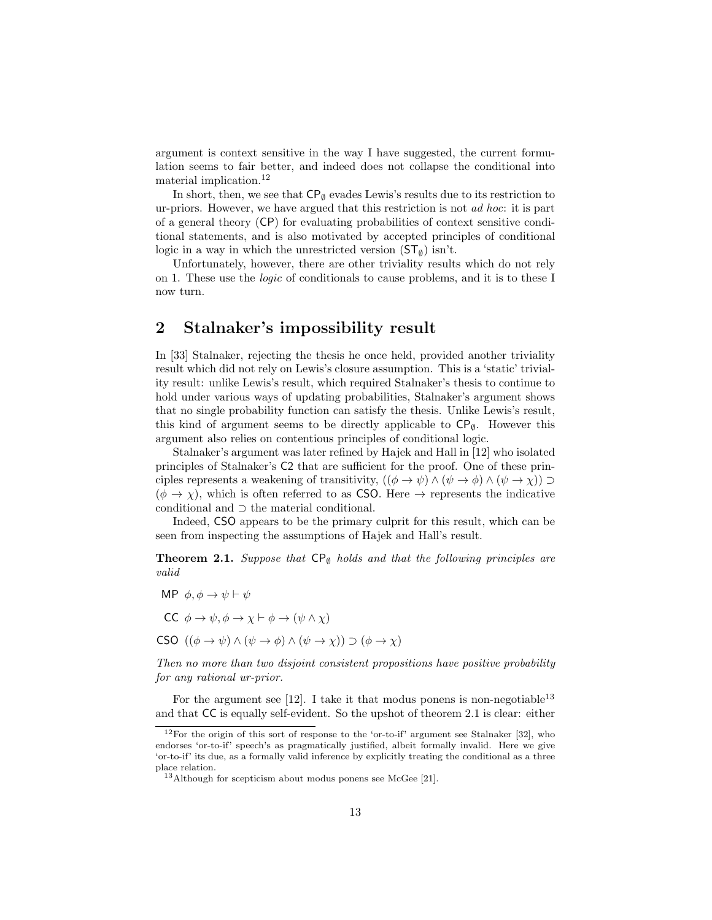argument is context sensitive in the way I have suggested, the current formulation seems to fair better, and indeed does not collapse the conditional into material implication.[12]

In short, then, we see that $\mathsf{CP}_\emptyset$ evades Lewis's results due to its restriction to ur-priors. However, we have argued that this restriction is not *ad hoc*: it is part of a general theory ($\mathsf{CP}$) for evaluating probabilities of context sensitive conditional statements, and is also motivated by accepted principles of conditional logic in a way in which the unrestricted version ($\mathsf{ST}_\emptyset$) isn't.

Unfortunately, however, there are other triviality results which do not rely on 1. These use the *logic* of conditionals to cause problems, and it is to these I now turn.

## 2 Stalnaker's impossibility result

In [33] Stalnaker, rejecting the thesis he once held, provided another triviality result which did not rely on Lewis's closure assumption. This is a 'static' triviality result: unlike Lewis's result, which required Stalnaker's thesis to continue to hold under various ways of updating probabilities, Stalnaker's argument shows that no single probability function can satisfy the thesis. Unlike Lewis's result, this kind of argument seems to be directly applicable to $\mathsf{CP}_\emptyset$. However this argument also relies on contentious principles of conditional logic.

Stalnaker's argument was later refined by Hajek and Hall in [12] who isolated principles of Stalnaker's $\mathsf{C2}$ that are sufficient for the proof. One of these principles represents a weakening of transitivity, $((\phi \to \psi) \wedge (\psi \to \phi) \wedge (\psi \to \chi)) \supset (\phi \to \chi)$, which is often referred to as $\mathsf{CSO}$. Here $\to$ represents the indicative conditional and $\supset$ the material conditional.

Indeed, $\mathsf{CSO}$ appears to be the primary culprit for this result, which can be seen from inspecting the assumptions of Hajek and Hall's result.

**Theorem 2.1.** *Suppose that $\mathsf{CP}_\emptyset$ holds and that the following principles are valid*

- $\mathsf{MP}$ $\phi, \phi \to \psi \vdash \psi$
- $\mathsf{CC}$ $\phi \to \psi, \phi \to \chi \vdash \phi \to (\psi \wedge \chi)$
- $\mathsf{CSO}$ $((\phi \to \psi) \wedge (\psi \to \phi) \wedge (\psi \to \chi)) \supset (\phi \to \chi)$

*Then no more than two disjoint consistent propositions have positive probability for any rational ur-prior.*

For the argument see [12]. I take it that modus ponens is non-negotiable[13] and that $\mathsf{CC}$ is equally self-evident. So the upshot of theorem 2.1 is clear: either

[12] For the origin of this sort of response to the 'or-to-if' argument see Stalnaker [32], who endorses 'or-to-if' speech's as pragmatically justified, albeit formally invalid. Here we give 'or-to-if' its due, as a formally valid inference by explicitly treating the conditional as a three place relation.

[13] Although for scepticism about modus ponens see McGee [21].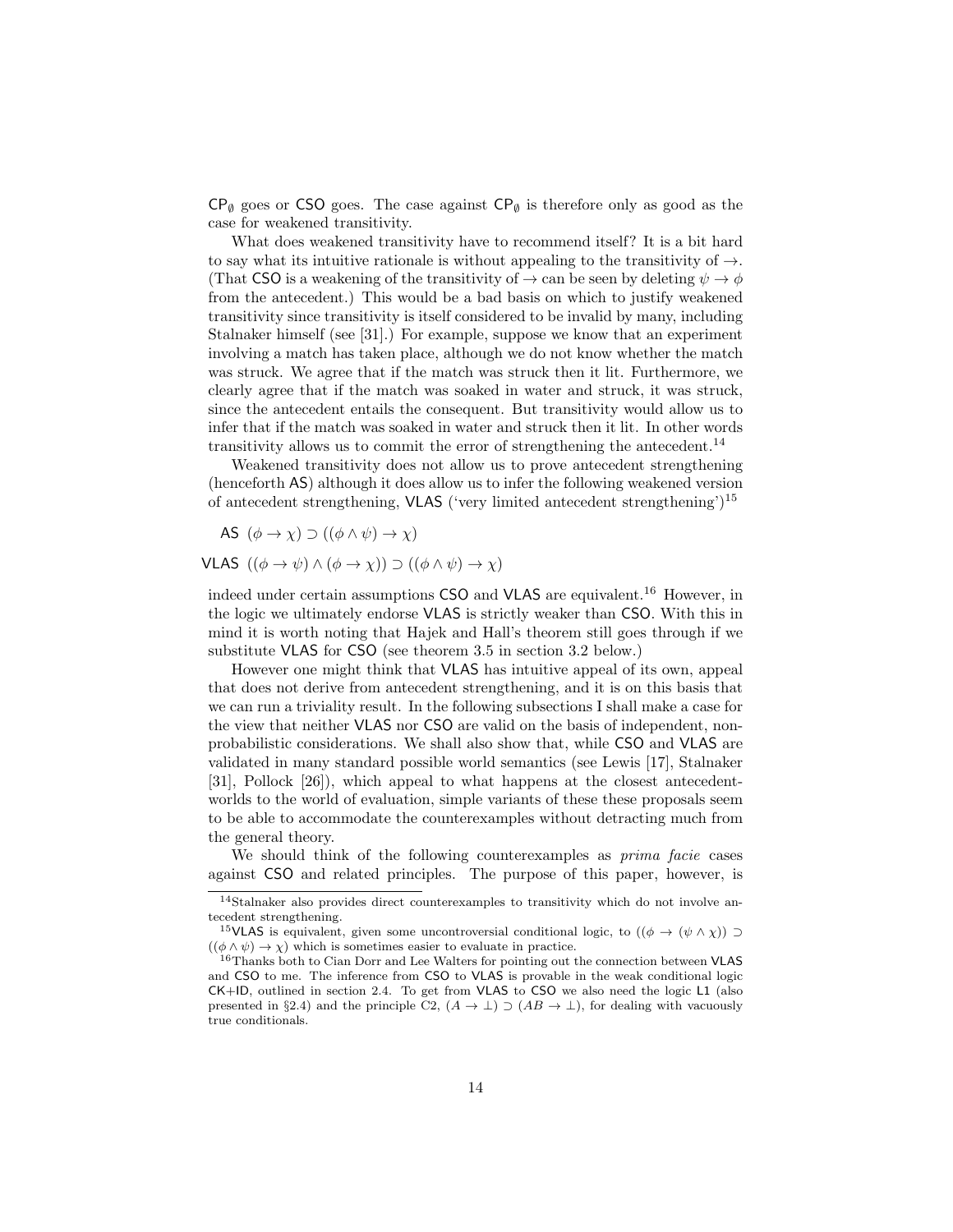$\mathsf{CP}_\emptyset$ goes or CSO goes. The case against $\mathsf{CP}_\emptyset$ is therefore only as good as the case for weakened transitivity.

What does weakened transitivity have to recommend itself? It is a bit hard to say what its intuitive rationale is without appealing to the transitivity of $\rightarrow$. (That CSO is a weakening of the transitivity of $\rightarrow$ can be seen by deleting $\psi \rightarrow \phi$ from the antecedent.) This would be a bad basis on which to justify weakened transitivity since transitivity is itself considered to be invalid by many, including Stalnaker himself (see [31].) For example, suppose we know that an experiment involving a match has taken place, although we do not know whether the match was struck. We agree that if the match was struck then it lit. Furthermore, we clearly agree that if the match was soaked in water and struck, it was struck, since the antecedent entails the consequent. But transitivity would allow us to infer that if the match was soaked in water and struck then it lit. In other words transitivity allows us to commit the error of strengthening the antecedent.[14]

Weakened transitivity does not allow us to prove antecedent strengthening (henceforth AS) although it does allow us to infer the following weakened version of antecedent strengthening, VLAS ('very limited antecedent strengthening')[15]

AS $(\phi \rightarrow \chi) \supset ((\phi \wedge \psi) \rightarrow \chi)$

VLAS $((\phi \rightarrow \psi) \wedge (\phi \rightarrow \chi)) \supset ((\phi \wedge \psi) \rightarrow \chi)$

indeed under certain assumptions CSO and VLAS are equivalent.[16] However, in the logic we ultimately endorse VLAS is strictly weaker than CSO. With this in mind it is worth noting that Hajek and Hall's theorem still goes through if we substitute VLAS for CSO (see theorem 3.5 in section 3.2 below.)

However one might think that VLAS has intuitive appeal of its own, appeal that does not derive from antecedent strengthening, and it is on this basis that we can run a triviality result. In the following subsections I shall make a case for the view that neither VLAS nor CSO are valid on the basis of independent, non-probabilistic considerations. We shall also show that, while CSO and VLAS are validated in many standard possible world semantics (see Lewis [17], Stalnaker [31], Pollock [26]), which appeal to what happens at the closest antecedent-worlds to the world of evaluation, simple variants of these these proposals seem to be able to accommodate the counterexamples without detracting much from the general theory.

We should think of the following counterexamples as *prima facie* cases against CSO and related principles. The purpose of this paper, however, is

---

[14] Stalnaker also provides direct counterexamples to transitivity which do not involve antecedent strengthening.

[15] VLAS is equivalent, given some uncontroversial conditional logic, to $((\phi \rightarrow (\psi \wedge \chi)) \supset ((\phi \wedge \psi) \rightarrow \chi)$ which is sometimes easier to evaluate in practice.

[16] Thanks both to Cian Dorr and Lee Walters for pointing out the connection between VLAS and CSO to me. The inference from CSO to VLAS is provable in the weak conditional logic CK+ID, outlined in section 2.4. To get from VLAS to CSO we also need the logic L1 (also presented in §2.4) and the principle C2, $(A \rightarrow \bot) \supset (AB \rightarrow \bot)$, for dealing with vacuously true conditionals.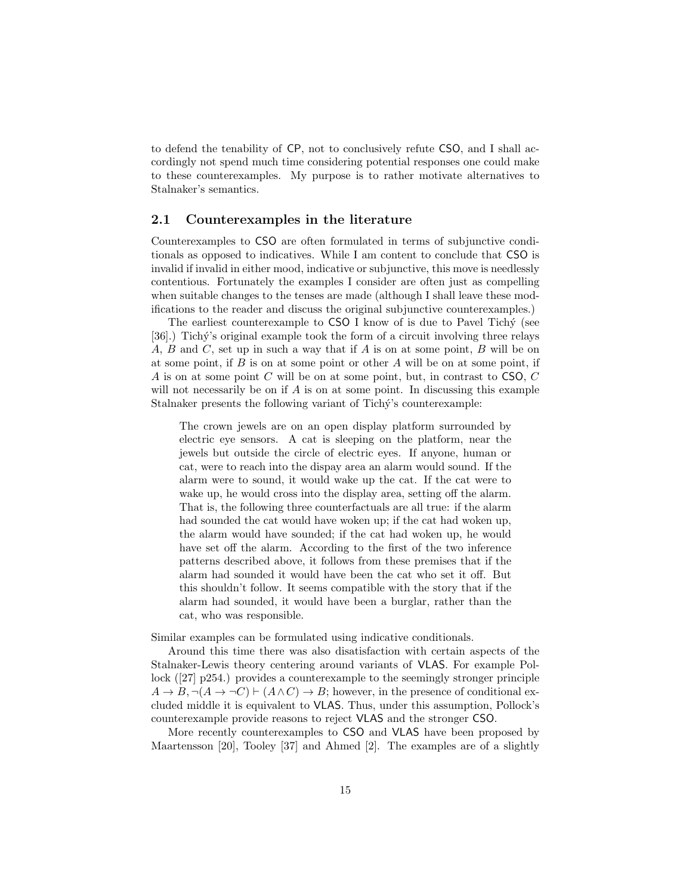to defend the tenability of CP, not to conclusively refute CSO, and I shall accordingly not spend much time considering potential responses one could make to these counterexamples. My purpose is to rather motivate alternatives to Stalnaker's semantics.

## 2.1 Counterexamples in the literature

Counterexamples to CSO are often formulated in terms of subjunctive conditionals as opposed to indicatives. While I am content to conclude that CSO is invalid if invalid in either mood, indicative or subjunctive, this move is needlessly contentious. Fortunately the examples I consider are often just as compelling when suitable changes to the tenses are made (although I shall leave these modifications to the reader and discuss the original subjunctive counterexamples.)

The earliest counterexample to CSO I know of is due to Pavel Tichý (see [36].) Tichý's original example took the form of a circuit involving three relays $A$, $B$ and $C$, set up in such a way that if $A$ is on at some point, $B$ will be on at some point, if $B$ is on at some point or other $A$ will be on at some point, if $A$ is on at some point $C$ will be on at some point, but, in contrast to CSO, $C$ will not necessarily be on if $A$ is on at some point. In discussing this example Stalnaker presents the following variant of Tichý's counterexample:

> The crown jewels are on an open display platform surrounded by electric eye sensors. A cat is sleeping on the platform, near the jewels but outside the circle of electric eyes. If anyone, human or cat, were to reach into the dispay area an alarm would sound. If the alarm were to sound, it would wake up the cat. If the cat were to wake up, he would cross into the display area, setting off the alarm. That is, the following three counterfactuals are all true: if the alarm had sounded the cat would have woken up; if the cat had woken up, the alarm would have sounded; if the cat had woken up, he would have set off the alarm. According to the first of the two inference patterns described above, it follows from these premises that if the alarm had sounded it would have been the cat who set it off. But this shouldn't follow. It seems compatible with the story that if the alarm had sounded, it would have been a burglar, rather than the cat, who was responsible.

Similar examples can be formulated using indicative conditionals.

Around this time there was also disatisfaction with certain aspects of the Stalnaker-Lewis theory centering around variants of VLAS. For example Pollock ([27] p254.) provides a counterexample to the seemingly stronger principle $A \to B, \neg(A \to \neg C) \vdash (A \wedge C) \to B$; however, in the presence of conditional excluded middle it is equivalent to VLAS. Thus, under this assumption, Pollock's counterexample provide reasons to reject VLAS and the stronger CSO.

More recently counterexamples to CSO and VLAS have been proposed by Maartensson [20], Tooley [37] and Ahmed [2]. The examples are of a slightly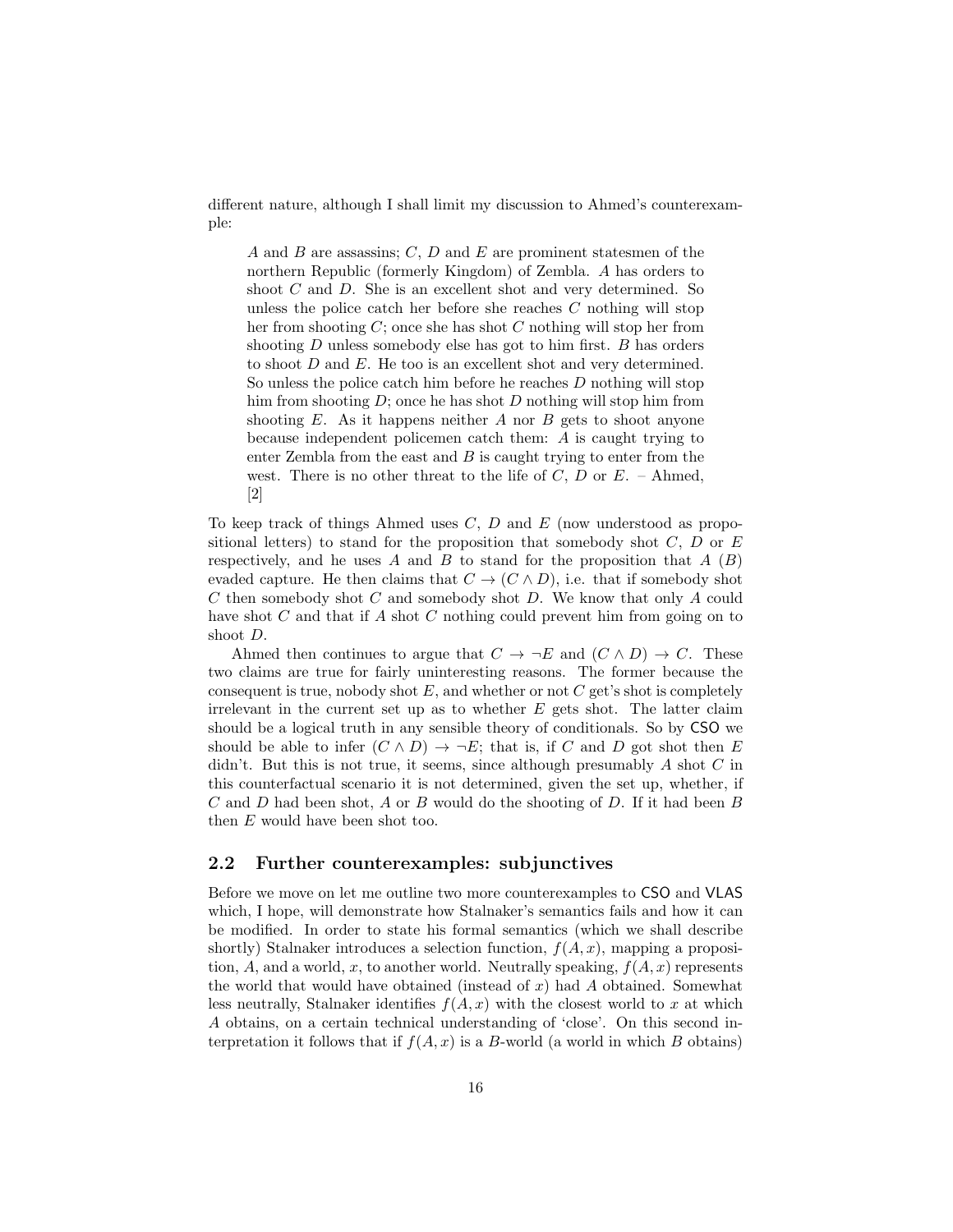different nature, although I shall limit my discussion to Ahmed's counterexample:

> $A$ and $B$ are assassins; $C$, $D$ and $E$ are prominent statesmen of the northern Republic (formerly Kingdom) of Zembla. $A$ has orders to shoot $C$ and $D$. She is an excellent shot and very determined. So unless the police catch her before she reaches $C$ nothing will stop her from shooting $C$; once she has shot $C$ nothing will stop her from shooting $D$ unless somebody else has got to him first. $B$ has orders to shoot $D$ and $E$. He too is an excellent shot and very determined. So unless the police catch him before he reaches $D$ nothing will stop him from shooting $D$; once he has shot $D$ nothing will stop him from shooting $E$. As it happens neither $A$ nor $B$ gets to shoot anyone because independent policemen catch them: $A$ is caught trying to enter Zembla from the east and $B$ is caught trying to enter from the west. There is no other threat to the life of $C$, $D$ or $E$. – Ahmed, [2]

To keep track of things Ahmed uses $C$, $D$ and $E$ (now understood as propositional letters) to stand for the proposition that somebody shot $C$, $D$ or $E$ respectively, and he uses $A$ and $B$ to stand for the proposition that $A$ ($B$) evaded capture. He then claims that $C \to (C \wedge D)$, i.e. that if somebody shot $C$ then somebody shot $C$ and somebody shot $D$. We know that only $A$ could have shot $C$ and that if $A$ shot $C$ nothing could prevent him from going on to shoot $D$.

Ahmed then continues to argue that $C \to \neg E$ and $(C \wedge D) \to C$. These two claims are true for fairly uninteresting reasons. The former because the consequent is true, nobody shot $E$, and whether or not $C$ get's shot is completely irrelevant in the current set up as to whether $E$ gets shot. The latter claim should be a logical truth in any sensible theory of conditionals. So by CSO we should be able to infer $(C \wedge D) \to \neg E$; that is, if $C$ and $D$ got shot then $E$ didn't. But this is not true, it seems, since although presumably $A$ shot $C$ in this counterfactual scenario it is not determined, given the set up, whether, if $C$ and $D$ had been shot, $A$ or $B$ would do the shooting of $D$. If it had been $B$ then $E$ would have been shot too.

## 2.2 Further counterexamples: subjunctives

Before we move on let me outline two more counterexamples to CSO and VLAS which, I hope, will demonstrate how Stalnaker's semantics fails and how it can be modified. In order to state his formal semantics (which we shall describe shortly) Stalnaker introduces a selection function, $f(A, x)$, mapping a proposition, $A$, and a world, $x$, to another world. Neutrally speaking, $f(A, x)$ represents the world that would have obtained (instead of $x$) had $A$ obtained. Somewhat less neutrally, Stalnaker identifies $f(A, x)$ with the closest world to $x$ at which $A$ obtains, on a certain technical understanding of 'close'. On this second interpretation it follows that if $f(A, x)$ is a $B$-world (a world in which $B$ obtains)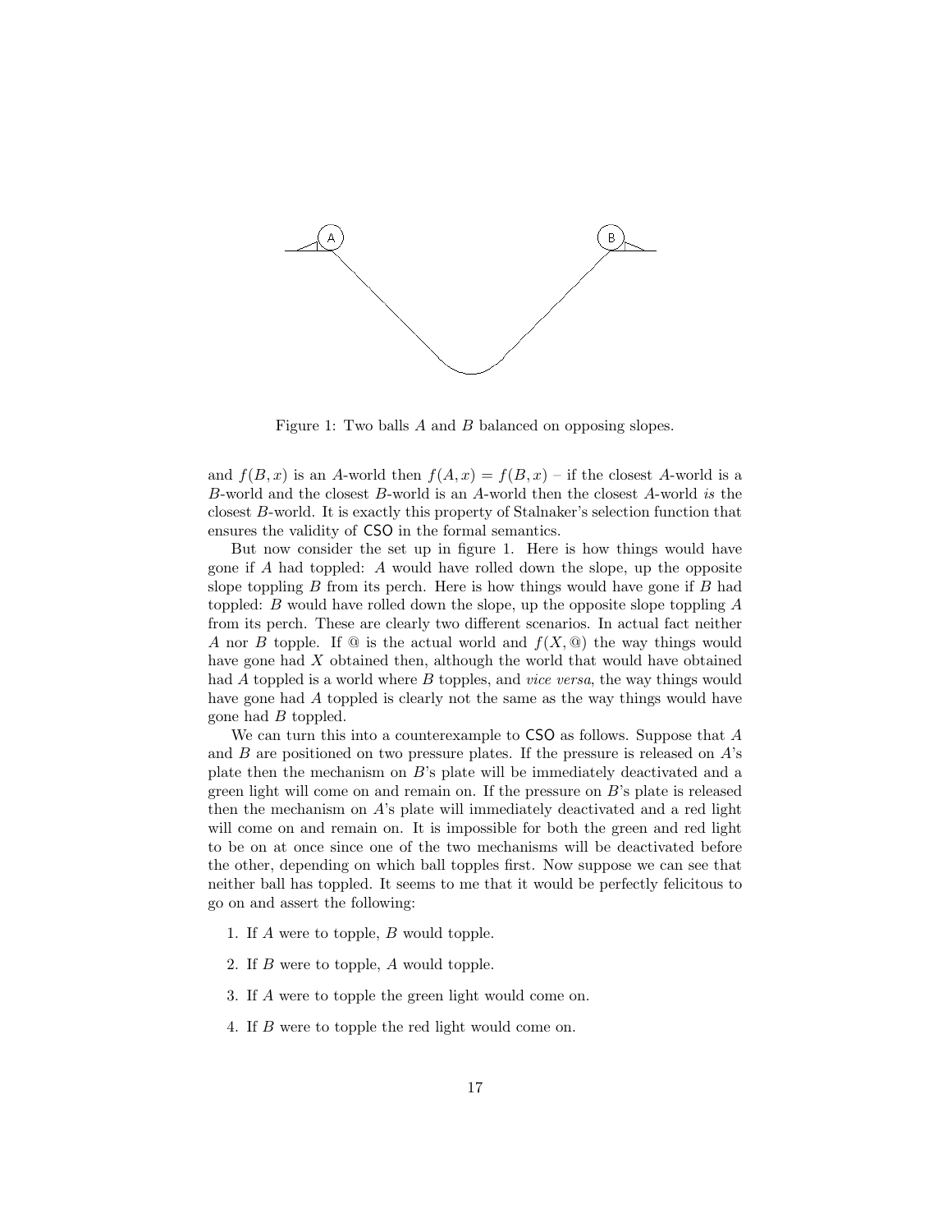Figure 1: Two balls $A$ and $B$ balanced on opposing slopes.

and $f(B, x)$ is an $A$-world then $f(A, x) = f(B, x)$ – if the closest $A$-world is a $B$-world and the closest $B$-world is an $A$-world then the closest $A$-world *is* the closest $B$-world. It is exactly this property of Stalnaker's selection function that ensures the validity of CSO in the formal semantics.

But now consider the set up in figure 1. Here is how things would have gone if $A$ had toppled: $A$ would have rolled down the slope, up the opposite slope toppling $B$ from its perch. Here is how things would have gone if $B$ had toppled: $B$ would have rolled down the slope, up the opposite slope toppling $A$ from its perch. These are clearly two different scenarios. In actual fact neither $A$ nor $B$ topple. If @ is the actual world and $f(X, @)$ the way things would have gone had $X$ obtained then, although the world that would have obtained had $A$ toppled is a world where $B$ topples, and *vice versa*, the way things would have gone had $A$ toppled is clearly not the same as the way things would have gone had $B$ toppled.

We can turn this into a counterexample to CSO as follows. Suppose that $A$ and $B$ are positioned on two pressure plates. If the pressure is released on $A$'s plate then the mechanism on $B$'s plate will be immediately deactivated and a green light will come on and remain on. If the pressure on $B$'s plate is released then the mechanism on $A$'s plate will immediately deactivated and a red light will come on and remain on. It is impossible for both the green and red light to be on at once since one of the two mechanisms will be deactivated before the other, depending on which ball topples first. Now suppose we can see that neither ball has toppled. It seems to me that it would be perfectly felicitous to go on and assert the following:

1. If $A$ were to topple, $B$ would topple.
2. If $B$ were to topple, $A$ would topple.
3. If $A$ were to topple the green light would come on.
4. If $B$ were to topple the red light would come on.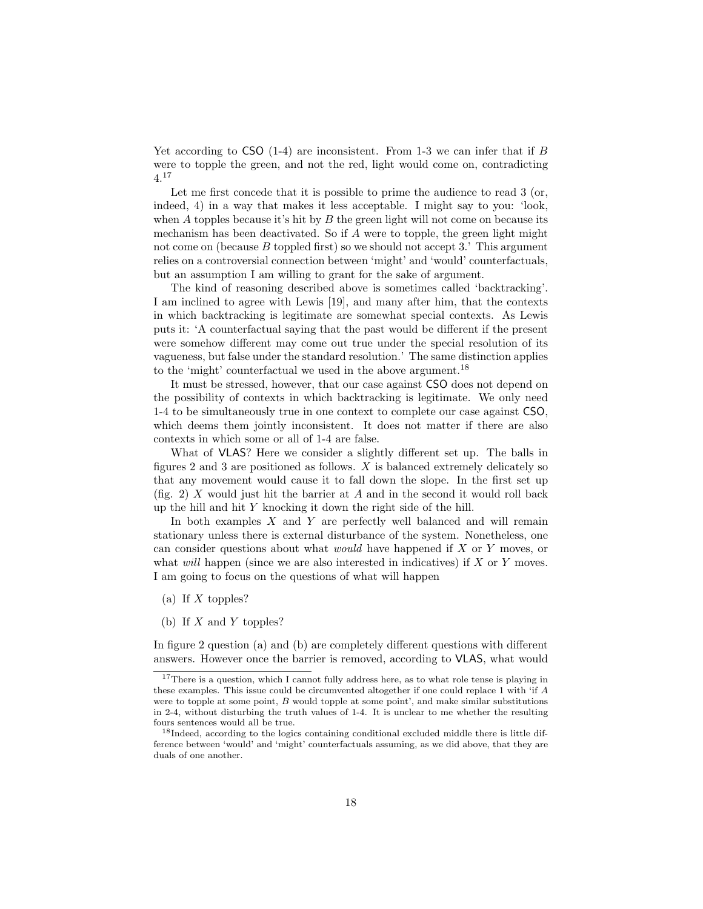Yet according to CSO (1-4) are inconsistent. From 1-3 we can infer that if $B$ were to topple the green, and not the red, light would come on, contradicting 4.[17]

Let me first concede that it is possible to prime the audience to read 3 (or, indeed, 4) in a way that makes it less acceptable. I might say to you: 'look, when $A$ topples because it's hit by $B$ the green light will not come on because its mechanism has been deactivated. So if $A$ were to topple, the green light might not come on (because $B$ toppled first) so we should not accept 3.' This argument relies on a controversial connection between 'might' and 'would' counterfactuals, but an assumption I am willing to grant for the sake of argument.

The kind of reasoning described above is sometimes called 'backtracking'. I am inclined to agree with Lewis [19], and many after him, that the contexts in which backtracking is legitimate are somewhat special contexts. As Lewis puts it: 'A counterfactual saying that the past would be different if the present were somehow different may come out true under the special resolution of its vagueness, but false under the standard resolution.' The same distinction applies to the 'might' counterfactual we used in the above argument.[18]

It must be stressed, however, that our case against CSO does not depend on the possibility of contexts in which backtracking is legitimate. We only need 1-4 to be simultaneously true in one context to complete our case against CSO, which deems them jointly inconsistent. It does not matter if there are also contexts in which some or all of 1-4 are false.

What of VLAS? Here we consider a slightly different set up. The balls in figures 2 and 3 are positioned as follows. $X$ is balanced extremely delicately so that any movement would cause it to fall down the slope. In the first set up (fig. 2) $X$ would just hit the barrier at $A$ and in the second it would roll back up the hill and hit $Y$ knocking it down the right side of the hill.

In both examples $X$ and $Y$ are perfectly well balanced and will remain stationary unless there is external disturbance of the system. Nonetheless, one can consider questions about what *would* have happened if $X$ or $Y$ moves, or what *will* happen (since we are also interested in indicatives) if $X$ or $Y$ moves. I am going to focus on the questions of what will happen

(a) If $X$ topples?

(b) If $X$ and $Y$ topples?

In figure 2 question (a) and (b) are completely different questions with different answers. However once the barrier is removed, according to VLAS, what would

[17] There is a question, which I cannot fully address here, as to what role tense is playing in these examples. This issue could be circumvented altogether if one could replace 1 with 'if $A$ were to topple at some point, $B$ would topple at some point', and make similar substitutions in 2-4, without disturbing the truth values of 1-4. It is unclear to me whether the resulting fours sentences would all be true.

[18] Indeed, according to the logics containing conditional excluded middle there is little difference between 'would' and 'might' counterfactuals assuming, as we did above, that they are duals of one another.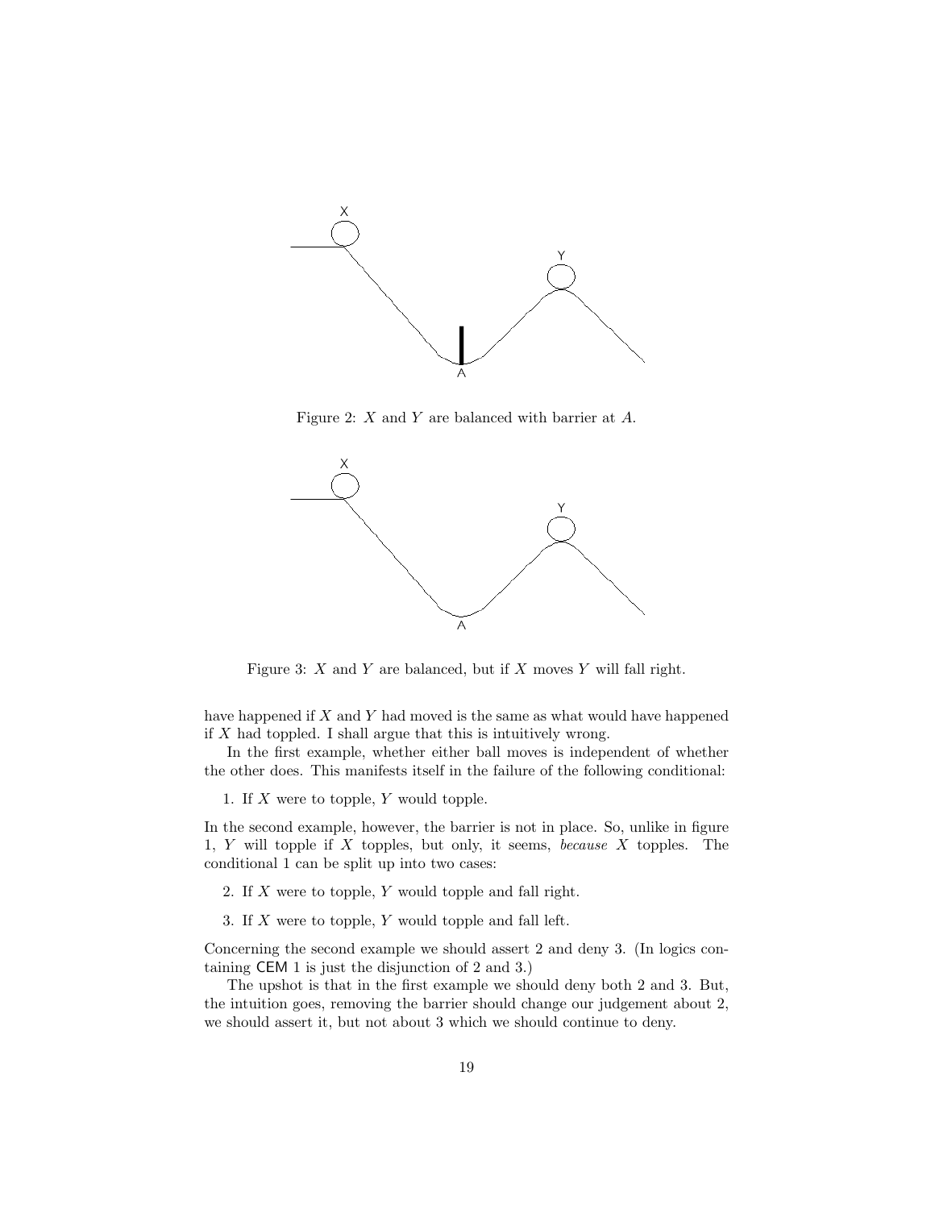Figure 2: $X$ and $Y$ are balanced with barrier at $A$.

Figure 3: $X$ and $Y$ are balanced, but if $X$ moves $Y$ will fall right.

have happened if $X$ and $Y$ had moved is the same as what would have happened if $X$ had toppled. I shall argue that this is intuitively wrong.

In the first example, whether either ball moves is independent of whether the other does. This manifests itself in the failure of the following conditional:

1. If $X$ were to topple, $Y$ would topple.

In the second example, however, the barrier is not in place. So, unlike in figure 1, $Y$ will topple if $X$ topples, but only, it seems, *because* $X$ topples. The conditional 1 can be split up into two cases:

2. If $X$ were to topple, $Y$ would topple and fall right.

3. If $X$ were to topple, $Y$ would topple and fall left.

Concerning the second example we should assert 2 and deny 3. (In logics containing CEM 1 is just the disjunction of 2 and 3.)

The upshot is that in the first example we should deny both 2 and 3. But, the intuition goes, removing the barrier should change our judgement about 2, we should assert it, but not about 3 which we should continue to deny.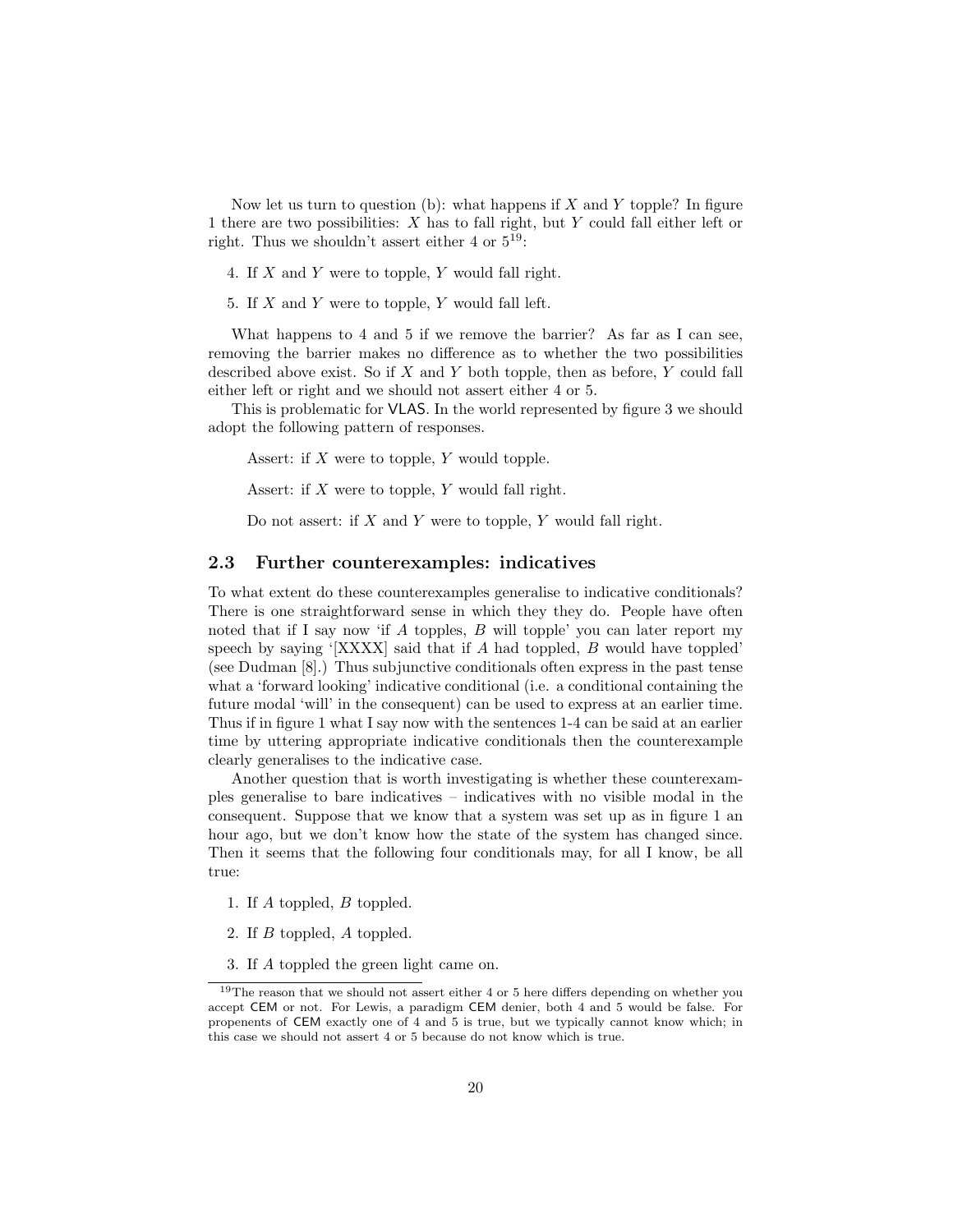Now let us turn to question (b): what happens if $X$ and $Y$ topple? In figure 1 there are two possibilities: $X$ has to fall right, but $Y$ could fall either left or right. Thus we shouldn't assert either 4 or 5[19]:

4. If $X$ and $Y$ were to topple, $Y$ would fall right.

5. If $X$ and $Y$ were to topple, $Y$ would fall left.

What happens to 4 and 5 if we remove the barrier? As far as I can see, removing the barrier makes no difference as to whether the two possibilities described above exist. So if $X$ and $Y$ both topple, then as before, $Y$ could fall either left or right and we should not assert either 4 or 5.

This is problematic for VLAS. In the world represented by figure 3 we should adopt the following pattern of responses.

> Assert: if $X$ were to topple, $Y$ would topple.
>
> Assert: if $X$ were to topple, $Y$ would fall right.
>
> Do not assert: if $X$ and $Y$ were to topple, $Y$ would fall right.

### 2.3 Further counterexamples: indicatives

To what extent do these counterexamples generalise to indicative conditionals? There is one straightforward sense in which they they do. People have often noted that if I say now 'if $A$ topples, $B$ will topple' you can later report my speech by saying '[XXXX] said that if $A$ had toppled, $B$ would have toppled' (see Dudman [8].) Thus subjunctive conditionals often express in the past tense what a 'forward looking' indicative conditional (i.e. a conditional containing the future modal 'will' in the consequent) can be used to express at an earlier time. Thus if in figure 1 what I say now with the sentences 1-4 can be said at an earlier time by uttering appropriate indicative conditionals then the counterexample clearly generalises to the indicative case.

Another question that is worth investigating is whether these counterexamples generalise to bare indicatives – indicatives with no visible modal in the consequent. Suppose that we know that a system was set up as in figure 1 an hour ago, but we don't know how the state of the system has changed since. Then it seems that the following four conditionals may, for all I know, be all true:

1. If $A$ toppled, $B$ toppled.

2. If $B$ toppled, $A$ toppled.

3. If $A$ toppled the green light came on.

[19] The reason that we should not assert either 4 or 5 here differs depending on whether you accept CEM or not. For Lewis, a paradigm CEM denier, both 4 and 5 would be false. For propenents of CEM exactly one of 4 and 5 is true, but we typically cannot know which; in this case we should not assert 4 or 5 because do not know which is true.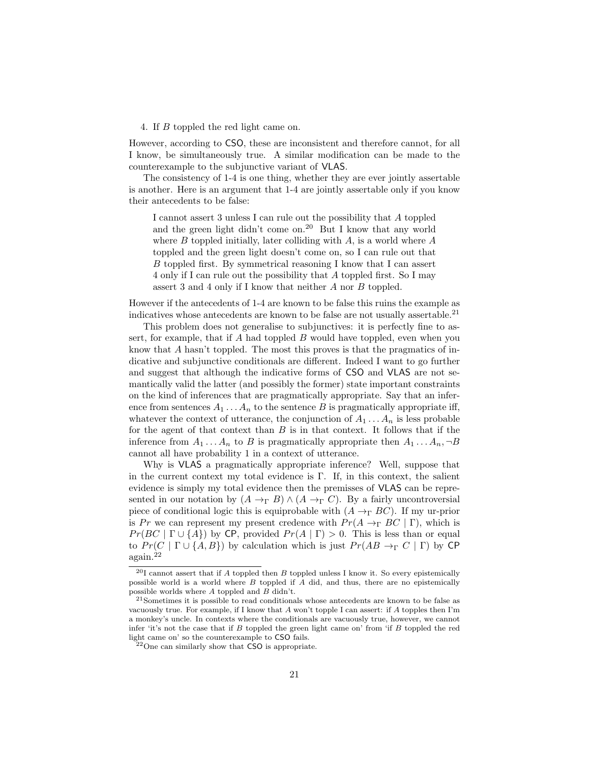4. If $B$ toppled the red light came on.

However, according to CSO, these are inconsistent and therefore cannot, for all I know, be simultaneously true. A similar modification can be made to the counterexample to the subjunctive variant of VLAS.

The consistency of 1-4 is one thing, whether they are ever jointly assertable is another. Here is an argument that 1-4 are jointly assertable only if you know their antecedents to be false:

> I cannot assert 3 unless I can rule out the possibility that $A$ toppled and the green light didn't come on.[20] But I know that any world where $B$ toppled initially, later colliding with $A$, is a world where $A$ toppled and the green light doesn't come on, so I can rule out that $B$ toppled first. By symmetrical reasoning I know that I can assert 4 only if I can rule out the possibility that $A$ toppled first. So I may assert 3 and 4 only if I know that neither $A$ nor $B$ toppled.

However if the antecedents of 1-4 are known to be false this ruins the example as indicatives whose antecedents are known to be false are not usually assertable.[21]

This problem does not generalise to subjunctives: it is perfectly fine to assert, for example, that if $A$ had toppled $B$ would have toppled, even when you know that $A$ hasn't toppled. The most this proves is that the pragmatics of indicative and subjunctive conditionals are different. Indeed I want to go further and suggest that although the indicative forms of CSO and VLAS are not semantically valid the latter (and possibly the former) state important constraints on the kind of inferences that are pragmatically appropriate. Say that an inference from sentences $A_1 \ldots A_n$ to the sentence $B$ is pragmatically appropriate iff, whatever the context of utterance, the conjunction of $A_1 \ldots A_n$ is less probable for the agent of that context than $B$ is in that context. It follows that if the inference from $A_1 \ldots A_n$ to $B$ is pragmatically appropriate then $A_1 \ldots A_n, \neg B$ cannot all have probability 1 in a context of utterance.

Why is VLAS a pragmatically appropriate inference? Well, suppose that in the current context my total evidence is $\Gamma$. If, in this context, the salient evidence is simply my total evidence then the premisses of VLAS can be represented in our notation by $(A \rightarrow_\Gamma B) \wedge (A \rightarrow_\Gamma C)$. By a fairly uncontroversial piece of conditional logic this is equiprobable with $(A \rightarrow_\Gamma BC)$. If my ur-prior is $Pr$ we can represent my present credence with $Pr(A \rightarrow_\Gamma BC \mid \Gamma)$, which is $Pr(BC \mid \Gamma \cup \{A\})$ by CP, provided $Pr(A \mid \Gamma) > 0$. This is less than or equal to $Pr(C \mid \Gamma \cup \{A, B\})$ by calculation which is just $Pr(AB \rightarrow_\Gamma C \mid \Gamma)$ by CP again.[22]

[20] I cannot assert that if $A$ toppled then $B$ toppled unless I know it. So every epistemically possible world is a world where $B$ toppled if $A$ did, and thus, there are no epistemically possible worlds where $A$ toppled and $B$ didn't.

[21] Sometimes it is possible to read conditionals whose antecedents are known to be false as vacuously true. For example, if I know that $A$ won't topple I can assert: if $A$ topples then I'm a monkey's uncle. In contexts where the conditionals are vacuously true, however, we cannot infer 'it's not the case that if $B$ toppled the green light came on' from 'if $B$ toppled the red light came on' so the counterexample to CSO fails.

[22] One can similarly show that CSO is appropriate.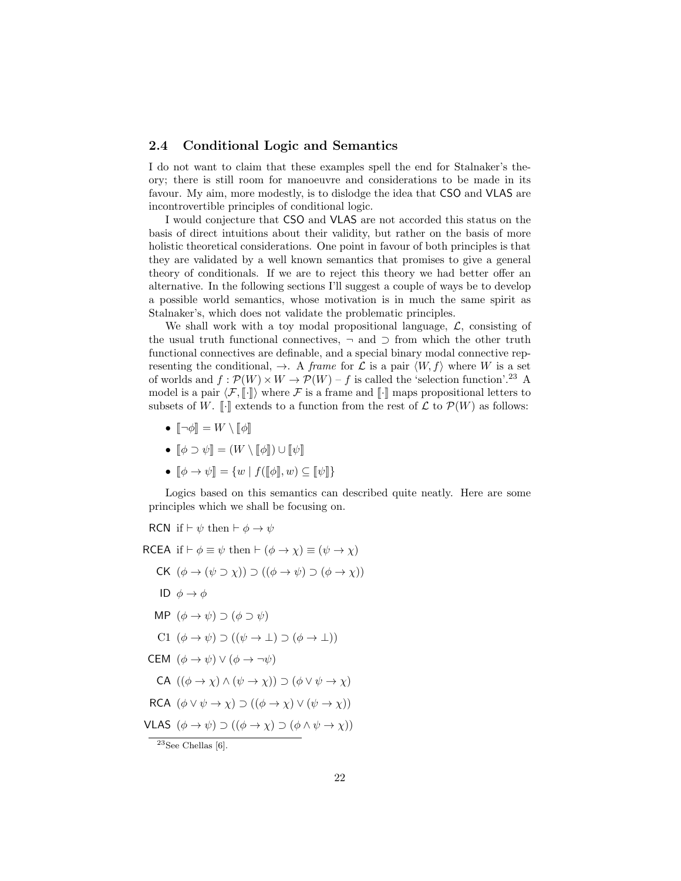## 2.4 Conditional Logic and Semantics

I do not want to claim that these examples spell the end for Stalnaker's theory; there is still room for manoeuvre and considerations to be made in its favour. My aim, more modestly, is to dislodge the idea that CSO and VLAS are incontrovertible principles of conditional logic.

I would conjecture that CSO and VLAS are not accorded this status on the basis of direct intuitions about their validity, but rather on the basis of more holistic theoretical considerations. One point in favour of both principles is that they are validated by a well known semantics that promises to give a general theory of conditionals. If we are to reject this theory we had better offer an alternative. In the following sections I'll suggest a couple of ways be to develop a possible world semantics, whose motivation is in much the same spirit as Stalnaker's, which does not validate the problematic principles.

We shall work with a toy modal propositional language, $\mathcal{L}$, consisting of the usual truth functional connectives, $\neg$ and $\supset$ from which the other truth functional connectives are definable, and a special binary modal connective representing the conditional, $\rightarrow$. A *frame* for $\mathcal{L}$ is a pair $\langle W, f\rangle$ where $W$ is a set of worlds and $f : \mathcal{P}(W) \times W \rightarrow \mathcal{P}(W)$ – $f$ is called the 'selection function'.[23] A model is a pair $\langle \mathcal{F}, [\![\cdot]\!]\rangle$ where $\mathcal{F}$ is a frame and $[\![\cdot]\!]$ maps propositional letters to subsets of $W$. $[\![\cdot]\!]$ extends to a function from the rest of $\mathcal{L}$ to $\mathcal{P}(W)$ as follows:

- $[\![\neg\phi]\!] = W \setminus [\![\phi]\!]$
- $[\![\phi \supset \psi]\!] = (W \setminus [\![\phi]\!]) \cup [\![\psi]\!]$
- $[\![\phi \rightarrow \psi]\!] = \{w \mid f([\![\phi]\!], w) \subseteq [\![\psi]\!]\}$

Logics based on this semantics can described quite neatly. Here are some principles which we shall be focusing on.

- RCN if $\vdash \psi$ then $\vdash \phi \rightarrow \psi$
- RCEA if $\vdash \phi \equiv \psi$ then $\vdash (\phi \rightarrow \chi) \equiv (\psi \rightarrow \chi)$
- CK $(\phi \rightarrow (\psi \supset \chi)) \supset ((\phi \rightarrow \psi) \supset (\phi \rightarrow \chi))$
- ID $\phi \rightarrow \phi$
- MP $(\phi \rightarrow \psi) \supset (\phi \supset \psi)$
- C1 $(\phi \rightarrow \psi) \supset ((\psi \rightarrow \bot) \supset (\phi \rightarrow \bot))$
- CEM $(\phi \rightarrow \psi) \vee (\phi \rightarrow \neg\psi)$
- CA $((\phi \rightarrow \chi) \wedge (\psi \rightarrow \chi)) \supset (\phi \vee \psi \rightarrow \chi)$
- RCA $(\phi \vee \psi \rightarrow \chi) \supset ((\phi \rightarrow \chi) \vee (\psi \rightarrow \chi))$
- VLAS $(\phi \rightarrow \psi) \supset ((\phi \rightarrow \chi) \supset (\phi \wedge \psi \rightarrow \chi))$

[23] See Chellas [6].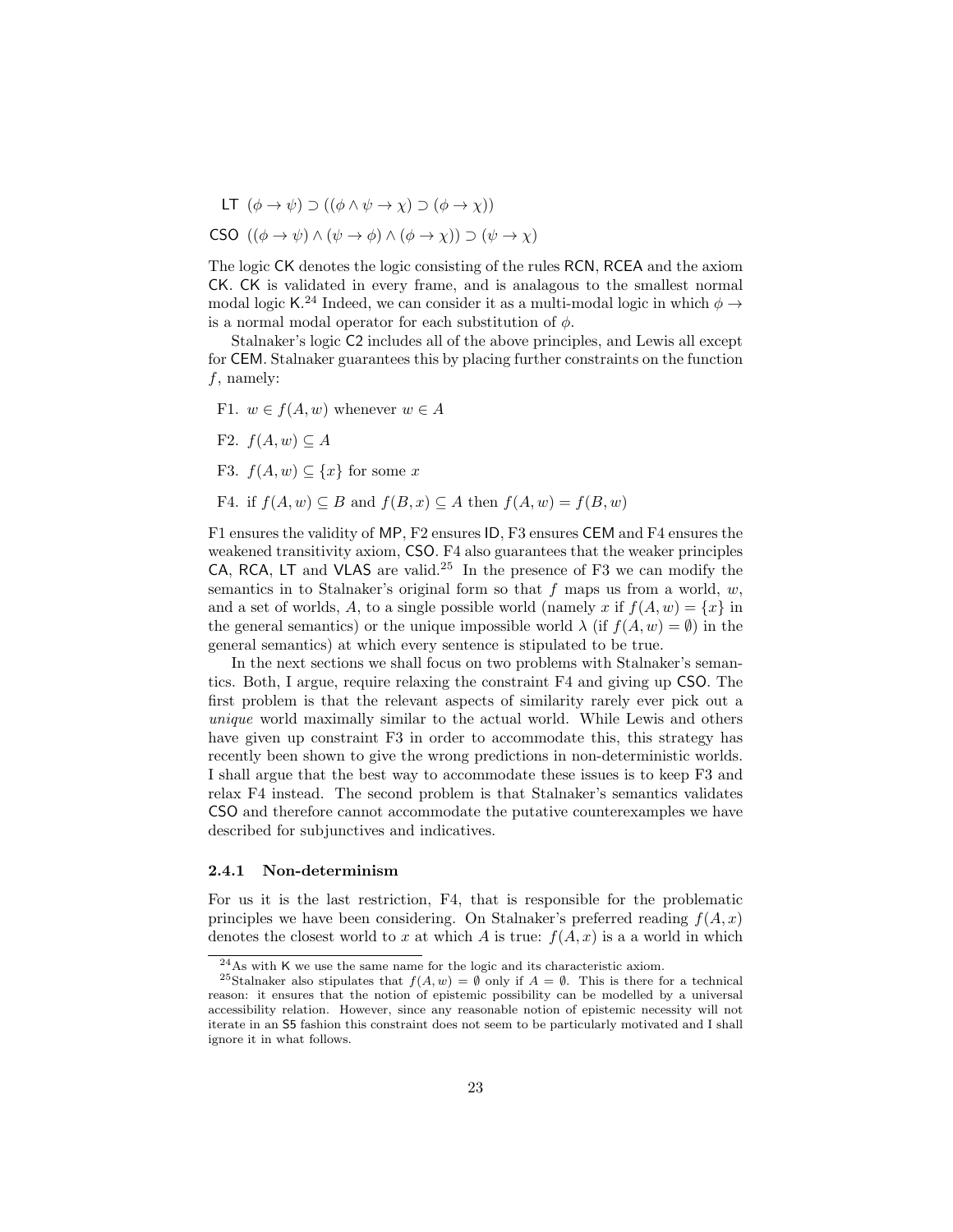LT $(\phi \to \psi) \supset ((\phi \wedge \psi \to \chi) \supset (\phi \to \chi))$

CSO $((\phi \to \psi) \wedge (\psi \to \phi) \wedge (\phi \to \chi)) \supset (\psi \to \chi)$

The logic CK denotes the logic consisting of the rules RCN, RCEA and the axiom CK. CK is validated in every frame, and is analagous to the smallest normal modal logic K.[24] Indeed, we can consider it as a multi-modal logic in which $\phi \to$ is a normal modal operator for each substitution of $\phi$.

Stalnaker's logic C2 includes all of the above principles, and Lewis all except for CEM. Stalnaker guarantees this by placing further constraints on the function $f$, namely:

F1. $w \in f(A, w)$ whenever $w \in A$

F2. $f(A, w) \subseteq A$

F3. $f(A, w) \subseteq \{x\}$ for some $x$

F4. if $f(A, w) \subseteq B$ and $f(B, x) \subseteq A$ then $f(A, w) = f(B, w)$

F1 ensures the validity of MP, F2 ensures ID, F3 ensures CEM and F4 ensures the weakened transitivity axiom, CSO. F4 also guarantees that the weaker principles CA, RCA, LT and VLAS are valid.[25] In the presence of F3 we can modify the semantics in to Stalnaker's original form so that $f$ maps us from a world, $w$, and a set of worlds, $A$, to a single possible world (namely $x$ if $f(A, w) = \{x\}$ in the general semantics) or the unique impossible world $\lambda$ (if $f(A, w) = \emptyset$) in the general semantics) at which every sentence is stipulated to be true.

In the next sections we shall focus on two problems with Stalnaker's semantics. Both, I argue, require relaxing the constraint F4 and giving up CSO. The first problem is that the relevant aspects of similarity rarely ever pick out a *unique* world maximally similar to the actual world. While Lewis and others have given up constraint F3 in order to accommodate this, this strategy has recently been shown to give the wrong predictions in non-deterministic worlds. I shall argue that the best way to accommodate these issues is to keep F3 and relax F4 instead. The second problem is that Stalnaker's semantics validates CSO and therefore cannot accommodate the putative counterexamples we have described for subjunctives and indicatives.

### 2.4.1 Non-determinism

For us it is the last restriction, F4, that is responsible for the problematic principles we have been considering. On Stalnaker's preferred reading $f(A, x)$ denotes the closest world to $x$ at which $A$ is true: $f(A, x)$ is a a world in which

---

[24] As with K we use the same name for the logic and its characteristic axiom.

[25] Stalnaker also stipulates that $f(A, w) = \emptyset$ only if $A = \emptyset$. This is there for a technical reason: it ensures that the notion of epistemic possibility can be modelled by a universal accessibility relation. However, since any reasonable notion of epistemic necessity will not iterate in an S5 fashion this constraint does not seem to be particularly motivated and I shall ignore it in what follows.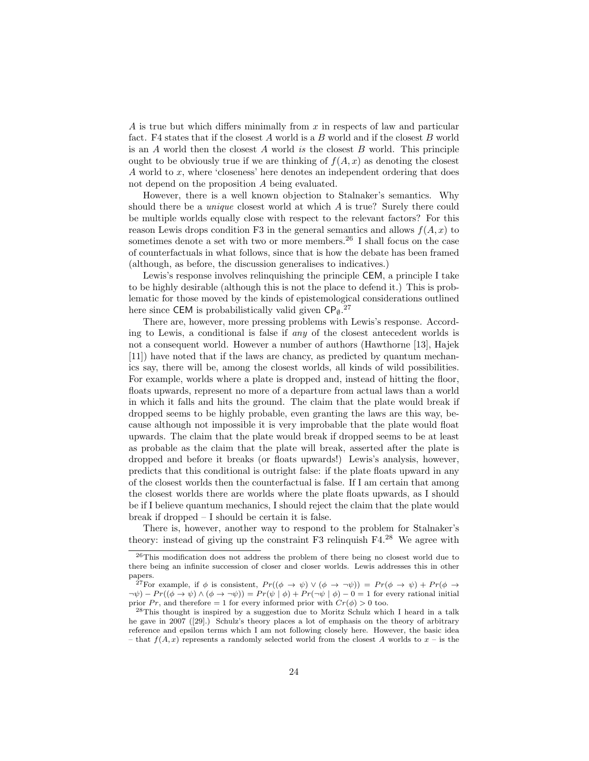$A$ is true but which differs minimally from $x$ in respects of law and particular fact. F4 states that if the closest $A$ world is a $B$ world and if the closest $B$ world is an $A$ world then the closest $A$ world *is* the closest $B$ world. This principle ought to be obviously true if we are thinking of $f(A, x)$ as denoting the closest $A$ world to $x$, where 'closeness' here denotes an independent ordering that does not depend on the proposition $A$ being evaluated.

However, there is a well known objection to Stalnaker's semantics. Why should there be a *unique* closest world at which $A$ is true? Surely there could be multiple worlds equally close with respect to the relevant factors? For this reason Lewis drops condition F3 in the general semantics and allows $f(A, x)$ to sometimes denote a set with two or more members.[26] I shall focus on the case of counterfactuals in what follows, since that is how the debate has been framed (although, as before, the discussion generalises to indicatives.)

Lewis's response involves relinquishing the principle $\mathsf{CEM}$, a principle I take to be highly desirable (although this is not the place to defend it.) This is problematic for those moved by the kinds of epistemological considerations outlined here since $\mathsf{CEM}$ is probabilistically valid given $\mathsf{CP}_{\emptyset}$.[27]

There are, however, more pressing problems with Lewis's response. According to Lewis, a conditional is false if *any* of the closest antecedent worlds is not a consequent world. However a number of authors (Hawthorne [13], Hajek [11]) have noted that if the laws are chancy, as predicted by quantum mechanics say, there will be, among the closest worlds, all kinds of wild possibilities. For example, worlds where a plate is dropped and, instead of hitting the floor, floats upwards, represent no more of a departure from actual laws than a world in which it falls and hits the ground. The claim that the plate would break if dropped seems to be highly probable, even granting the laws are this way, because although not impossible it is very improbable that the plate would float upwards. The claim that the plate would break if dropped seems to be at least as probable as the claim that the plate will break, asserted after the plate is dropped and before it breaks (or floats upwards!) Lewis's analysis, however, predicts that this conditional is outright false: if the plate floats upward in any of the closest worlds then the counterfactual is false. If I am certain that among the closest worlds there are worlds where the plate floats upwards, as I should be if I believe quantum mechanics, I should reject the claim that the plate would break if dropped – I should be certain it is false.

There is, however, another way to respond to the problem for Stalnaker's theory: instead of giving up the constraint F3 relinquish F4.[28] We agree with

---

[26] This modification does not address the problem of there being no closest world due to there being an infinite succession of closer and closer worlds. Lewis addresses this in other papers.

[27] For example, if $\phi$ is consistent, $Pr((\phi \to \psi) \vee (\phi \to \neg\psi)) = Pr(\phi \to \psi) + Pr(\phi \to \neg\psi) - Pr((\phi \to \psi) \wedge (\phi \to \neg\psi)) = Pr(\psi \mid \phi) + Pr(\neg\psi \mid \phi) - 0 = 1$ for every rational initial prior $Pr$, and therefore $= 1$ for every informed prior with $Cr(\phi) > 0$ too.

[28] This thought is inspired by a suggestion due to Moritz Schulz which I heard in a talk he gave in 2007 ([29].) Schulz's theory places a lot of emphasis on the theory of arbitrary reference and epsilon terms which I am not following closely here. However, the basic idea – that $f(A, x)$ represents a randomly selected world from the closest $A$ worlds to $x$ – is the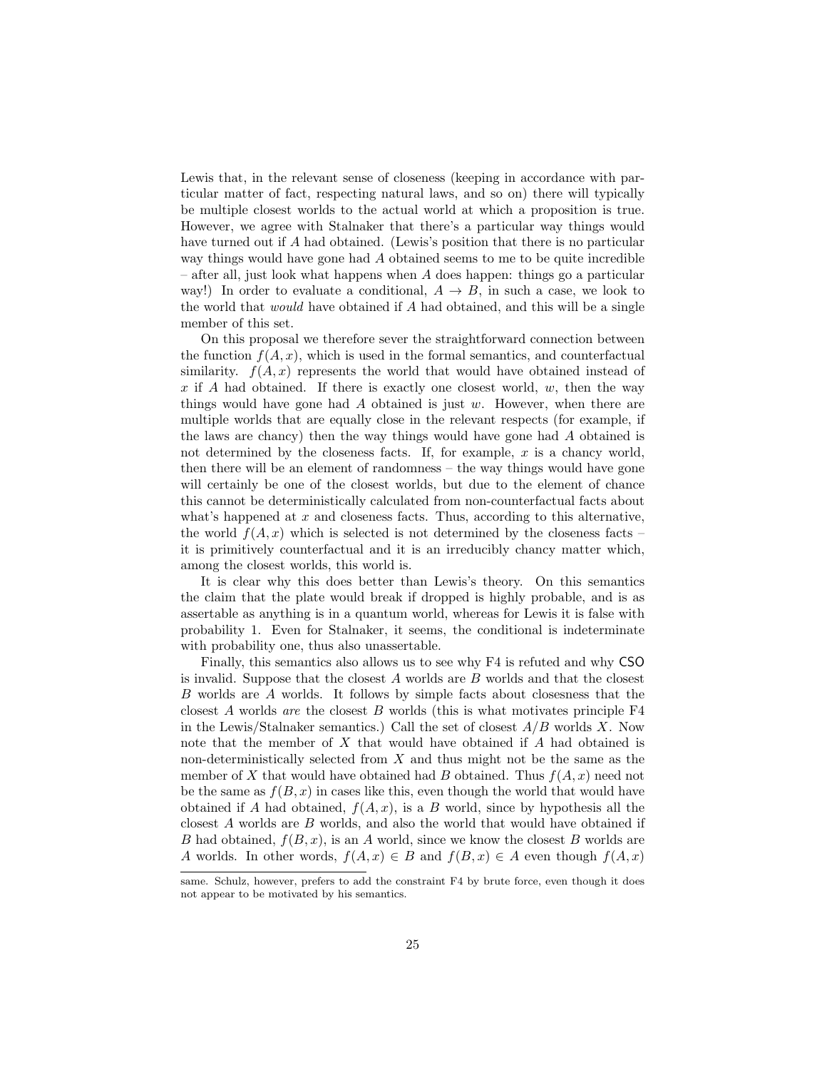Lewis that, in the relevant sense of closeness (keeping in accordance with particular matter of fact, respecting natural laws, and so on) there will typically be multiple closest worlds to the actual world at which a proposition is true. However, we agree with Stalnaker that there's a particular way things would have turned out if $A$ had obtained. (Lewis's position that there is no particular way things would have gone had $A$ obtained seems to me to be quite incredible – after all, just look what happens when $A$ does happen: things go a particular way!) In order to evaluate a conditional, $A \rightarrow B$, in such a case, we look to the world that *would* have obtained if $A$ had obtained, and this will be a single member of this set.

On this proposal we therefore sever the straightforward connection between the function $f(A, x)$, which is used in the formal semantics, and counterfactual similarity. $f(A, x)$ represents the world that would have obtained instead of $x$ if $A$ had obtained. If there is exactly one closest world, $w$, then the way things would have gone had $A$ obtained is just $w$. However, when there are multiple worlds that are equally close in the relevant respects (for example, if the laws are chancy) then the way things would have gone had $A$ obtained is not determined by the closeness facts. If, for example, $x$ is a chancy world, then there will be an element of randomness – the way things would have gone will certainly be one of the closest worlds, but due to the element of chance this cannot be deterministically calculated from non-counterfactual facts about what's happened at $x$ and closeness facts. Thus, according to this alternative, the world $f(A, x)$ which is selected is not determined by the closeness facts – it is primitively counterfactual and it is an irreducibly chancy matter which, among the closest worlds, this world is.

It is clear why this does better than Lewis's theory. On this semantics the claim that the plate would break if dropped is highly probable, and is as assertable as anything is in a quantum world, whereas for Lewis it is false with probability 1. Even for Stalnaker, it seems, the conditional is indeterminate with probability one, thus also unassertable.

Finally, this semantics also allows us to see why F4 is refuted and why CSO is invalid. Suppose that the closest $A$ worlds are $B$ worlds and that the closest $B$ worlds are $A$ worlds. It follows by simple facts about closesness that the closest $A$ worlds *are* the closest $B$ worlds (this is what motivates principle F4 in the Lewis/Stalnaker semantics.) Call the set of closest $A/B$ worlds $X$. Now note that the member of $X$ that would have obtained if $A$ had obtained is non-deterministically selected from $X$ and thus might not be the same as the member of $X$ that would have obtained had $B$ obtained. Thus $f(A, x)$ need not be the same as $f(B, x)$ in cases like this, even though the world that would have obtained if $A$ had obtained, $f(A, x)$, is a $B$ world, since by hypothesis all the closest $A$ worlds are $B$ worlds, and also the world that would have obtained if $B$ had obtained, $f(B, x)$, is an $A$ world, since we know the closest $B$ worlds are $A$ worlds. In other words, $f(A, x) \in B$ and $f(B, x) \in A$ even though $f(A, x)$

same. Schulz, however, prefers to add the constraint F4 by brute force, even though it does not appear to be motivated by his semantics.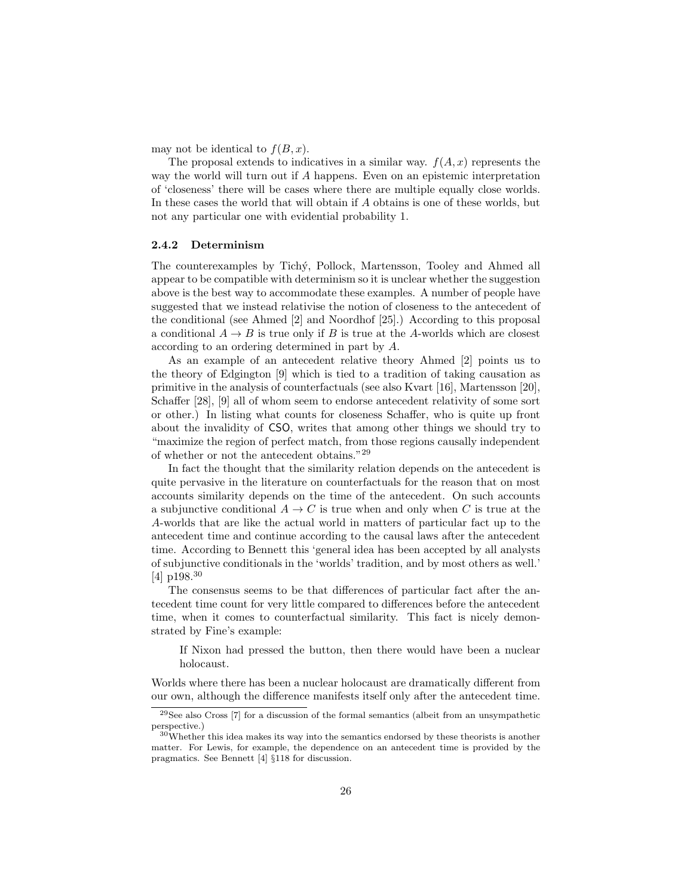may not be identical to $f(B,x)$.

The proposal extends to indicatives in a similar way. $f(A,x)$ represents the way the world will turn out if $A$ happens. Even on an epistemic interpretation of 'closeness' there will be cases where there are multiple equally close worlds. In these cases the world that will obtain if $A$ obtains is one of these worlds, but not any particular one with evidential probability 1.

#### 2.4.2 Determinism

The counterexamples by Tichý, Pollock, Martensson, Tooley and Ahmed all appear to be compatible with determinism so it is unclear whether the suggestion above is the best way to accommodate these examples. A number of people have suggested that we instead relativise the notion of closeness to the antecedent of the conditional (see Ahmed [2] and Noordhof [25].) According to this proposal a conditional $A \to B$ is true only if $B$ is true at the $A$-worlds which are closest according to an ordering determined in part by $A$.

As an example of an antecedent relative theory Ahmed [2] points us to the theory of Edgington [9] which is tied to a tradition of taking causation as primitive in the analysis of counterfactuals (see also Kvart [16], Martensson [20], Schaffer [28], [9] all of whom seem to endorse antecedent relativity of some sort or other.) In listing what counts for closeness Schaffer, who is quite up front about the invalidity of CSO, writes that among other things we should try to "maximize the region of perfect match, from those regions causally independent of whether or not the antecedent obtains."[29]

In fact the thought that the similarity relation depends on the antecedent is quite pervasive in the literature on counterfactuals for the reason that on most accounts similarity depends on the time of the antecedent. On such accounts a subjunctive conditional $A \to C$ is true when and only when $C$ is true at the $A$-worlds that are like the actual world in matters of particular fact up to the antecedent time and continue according to the causal laws after the antecedent time. According to Bennett this 'general idea has been accepted by all analysts of subjunctive conditionals in the 'worlds' tradition, and by most others as well.' [4] p198.[30]

The consensus seems to be that differences of particular fact after the antecedent time count for very little compared to differences before the antecedent time, when it comes to counterfactual similarity. This fact is nicely demonstrated by Fine's example:

> If Nixon had pressed the button, then there would have been a nuclear holocaust.

Worlds where there has been a nuclear holocaust are dramatically different from our own, although the difference manifests itself only after the antecedent time.

[29] See also Cross [7] for a discussion of the formal semantics (albeit from an unsympathetic perspective.)

[30] Whether this idea makes its way into the semantics endorsed by these theorists is another matter. For Lewis, for example, the dependence on an antecedent time is provided by the pragmatics. See Bennett [4] §118 for discussion.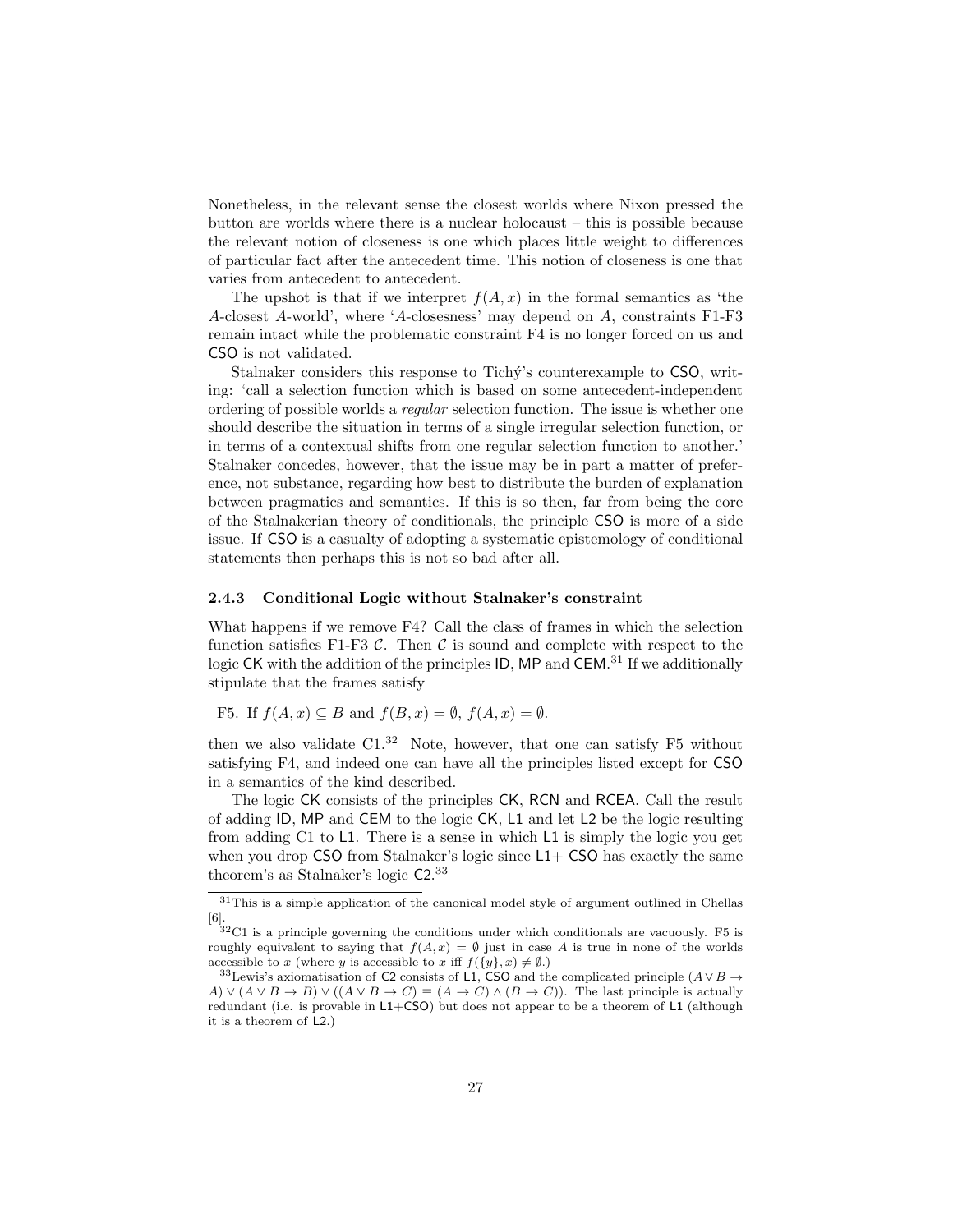Nonetheless, in the relevant sense the closest worlds where Nixon pressed the button are worlds where there is a nuclear holocaust – this is possible because the relevant notion of closeness is one which places little weight to differences of particular fact after the antecedent time. This notion of closeness is one that varies from antecedent to antecedent.

The upshot is that if we interpret $f(A, x)$ in the formal semantics as 'the $A$-closest $A$-world', where '$A$-closesness' may depend on $A$, constraints F1-F3 remain intact while the problematic constraint F4 is no longer forced on us and CSO is not validated.

Stalnaker considers this response to Tichý's counterexample to CSO, writing: 'call a selection function which is based on some antecedent-independent ordering of possible worlds a *regular* selection function. The issue is whether one should describe the situation in terms of a single irregular selection function, or in terms of a contextual shifts from one regular selection function to another.' Stalnaker concedes, however, that the issue may be in part a matter of preference, not substance, regarding how best to distribute the burden of explanation between pragmatics and semantics. If this is so then, far from being the core of the Stalnakerian theory of conditionals, the principle CSO is more of a side issue. If CSO is a casualty of adopting a systematic epistemology of conditional statements then perhaps this is not so bad after all.

### 2.4.3 Conditional Logic without Stalnaker's constraint

What happens if we remove F4? Call the class of frames in which the selection function satisfies F1-F3 $\mathcal{C}$. Then $\mathcal{C}$ is sound and complete with respect to the logic CK with the addition of the principles ID, MP and CEM.[31] If we additionally stipulate that the frames satisfy

F5. If $f(A, x) \subseteq B$ and $f(B, x) = \emptyset$, $f(A, x) = \emptyset$.

then we also validate C1.[32] Note, however, that one can satisfy F5 without satisfying F4, and indeed one can have all the principles listed except for CSO in a semantics of the kind described.

The logic CK consists of the principles CK, RCN and RCEA. Call the result of adding ID, MP and CEM to the logic CK, L1 and let L2 be the logic resulting from adding C1 to L1. There is a sense in which L1 is simply the logic you get when you drop CSO from Stalnaker's logic since L1+ CSO has exactly the same theorem's as Stalnaker's logic C2.[33]

---

[31] This is a simple application of the canonical model style of argument outlined in Chellas [6].

[32] C1 is a principle governing the conditions under which conditionals are vacuously. F5 is roughly equivalent to saying that $f(A, x) = \emptyset$ just in case $A$ is true in none of the worlds accessible to $x$ (where $y$ is accessible to $x$ iff $f(\{y\}, x) \neq \emptyset$.)

[33] Lewis's axiomatisation of C2 consists of L1, CSO and the complicated principle $(A \vee B \to A) \vee (A \vee B \to B) \vee ((A \vee B \to C) \equiv (A \to C) \wedge (B \to C))$. The last principle is actually redundant (i.e. is provable in L1+CSO) but does not appear to be a theorem of L1 (although it is a theorem of L2.)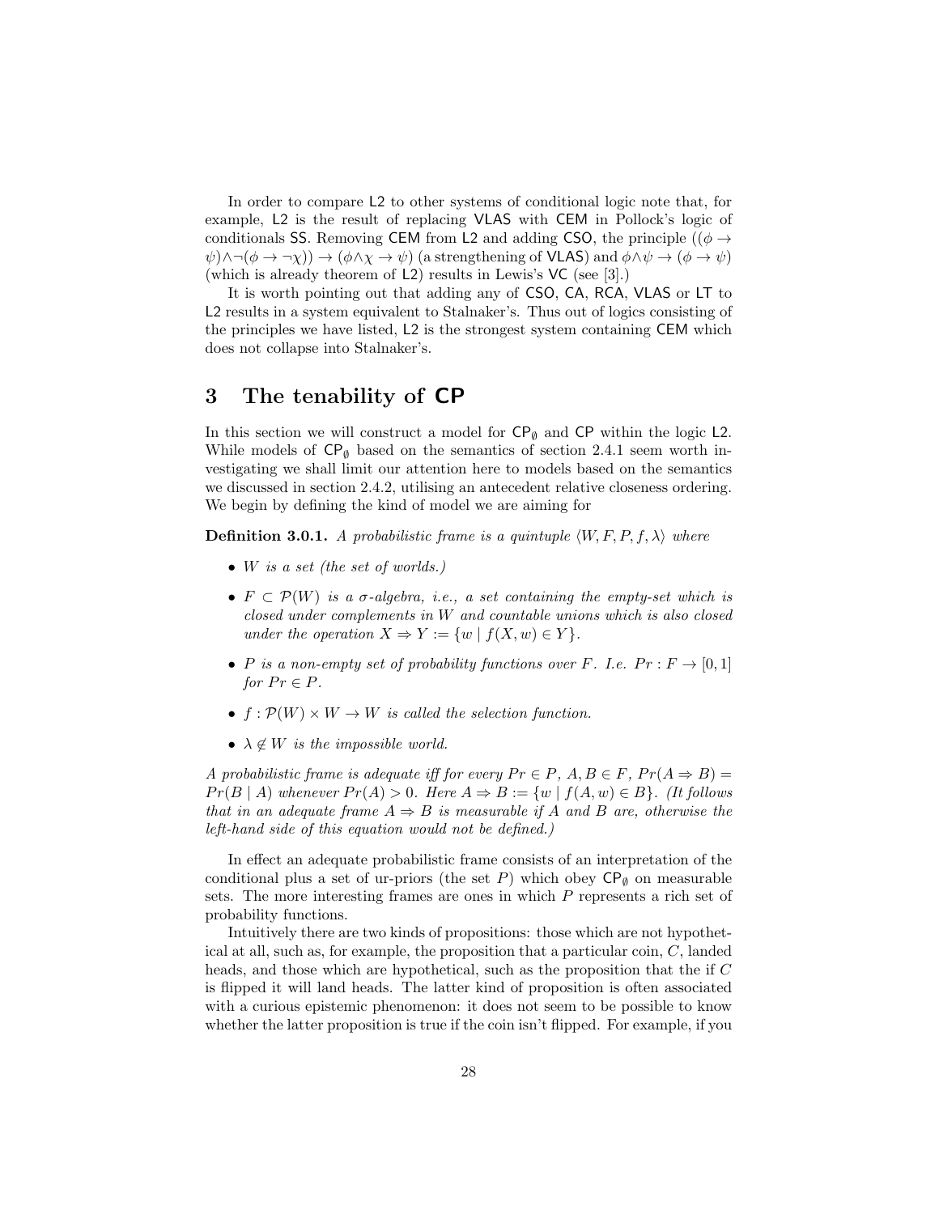In order to compare L2 to other systems of conditional logic note that, for example, L2 is the result of replacing VLAS with CEM in Pollock's logic of conditionals SS. Removing CEM from L2 and adding CSO, the principle $((\phi \to \psi) \wedge \neg(\phi \to \neg\chi)) \to (\phi \wedge \chi \to \psi)$ (a strengthening of VLAS) and $\phi \wedge \psi \to (\phi \to \psi)$ (which is already theorem of L2) results in Lewis's VC (see [3].)

It is worth pointing out that adding any of CSO, CA, RCA, VLAS or LT to L2 results in a system equivalent to Stalnaker's. Thus out of logics consisting of the principles we have listed, L2 is the strongest system containing CEM which does not collapse into Stalnaker's.

# 3 The tenability of CP

In this section we will construct a model for $\mathsf{CP}_\emptyset$ and CP within the logic L2. While models of $\mathsf{CP}_\emptyset$ based on the semantics of section 2.4.1 seem worth investigating we shall limit our attention here to models based on the semantics we discussed in section 2.4.2, utilising an antecedent relative closeness ordering. We begin by defining the kind of model we are aiming for

**Definition 3.0.1.** *A probabilistic frame is a quintuple $\langle W, F, P, f, \lambda\rangle$ where*

- *$W$ is a set (the set of worlds.)*
- *$F \subset \mathcal{P}(W)$ is a $\sigma$-algebra, i.e., a set containing the empty-set which is closed under complements in $W$ and countable unions which is also closed under the operation $X \Rightarrow Y := \{w \mid f(X, w) \in Y\}$.*
- *$P$ is a non-empty set of probability functions over $F$. I.e. $Pr : F \to [0, 1]$ for $Pr \in P$.*
- *$f : \mathcal{P}(W) \times W \to W$ is called the selection function.*
- *$\lambda \notin W$ is the impossible world.*

*A probabilistic frame is adequate iff for every $Pr \in P$, $A, B \in F$, $Pr(A \Rightarrow B) = Pr(B \mid A)$ whenever $Pr(A) > 0$. Here $A \Rightarrow B := \{w \mid f(A, w) \in B\}$. (It follows that in an adequate frame $A \Rightarrow B$ is measurable if $A$ and $B$ are, otherwise the left-hand side of this equation would not be defined.)*

In effect an adequate probabilistic frame consists of an interpretation of the conditional plus a set of ur-priors (the set $P$) which obey $\mathsf{CP}_\emptyset$ on measurable sets. The more interesting frames are ones in which $P$ represents a rich set of probability functions.

Intuitively there are two kinds of propositions: those which are not hypothetical at all, such as, for example, the proposition that a particular coin, $C$, landed heads, and those which are hypothetical, such as the proposition that the if $C$ is flipped it will land heads. The latter kind of proposition is often associated with a curious epistemic phenomenon: it does not seem to be possible to know whether the latter proposition is true if the coin isn't flipped. For example, if you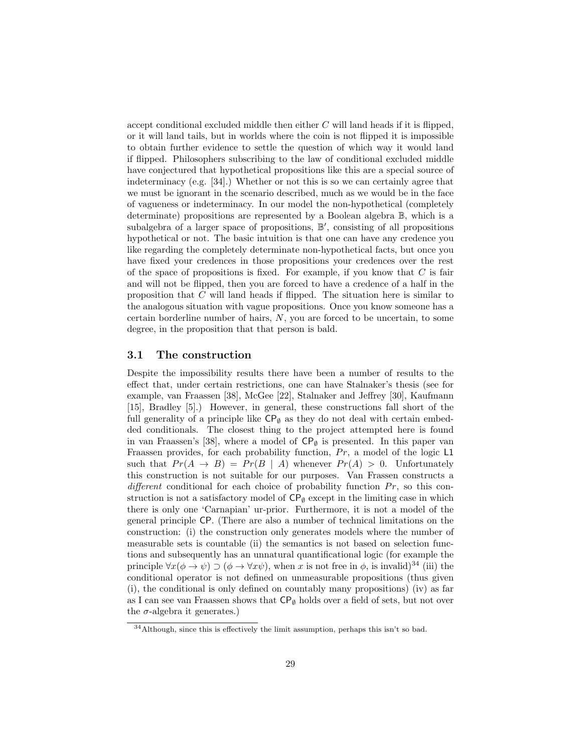accept conditional excluded middle then either $C$ will land heads if it is flipped, or it will land tails, but in worlds where the coin is not flipped it is impossible to obtain further evidence to settle the question of which way it would land if flipped. Philosophers subscribing to the law of conditional excluded middle have conjectured that hypothetical propositions like this are a special source of indeterminacy (e.g. [34].) Whether or not this is so we can certainly agree that we must be ignorant in the scenario described, much as we would be in the face of vagueness or indeterminacy. In our model the non-hypothetical (completely determinate) propositions are represented by a Boolean algebra $\mathbb{B}$, which is a subalgebra of a larger space of propositions, $\mathbb{B}'$, consisting of all propositions hypothetical or not. The basic intuition is that one can have any credence you like regarding the completely determinate non-hypothetical facts, but once you have fixed your credences in those propositions your credences over the rest of the space of propositions is fixed. For example, if you know that $C$ is fair and will not be flipped, then you are forced to have a credence of a half in the proposition that $C$ will land heads if flipped. The situation here is similar to the analogous situation with vague propositions. Once you know someone has a certain borderline number of hairs, $N$, you are forced to be uncertain, to some degree, in the proposition that that person is bald.

### 3.1 The construction

Despite the impossibility results there have been a number of results to the effect that, under certain restrictions, one can have Stalnaker's thesis (see for example, van Fraassen [38], McGee [22], Stalnaker and Jeffrey [30], Kaufmann [15], Bradley [5].) However, in general, these constructions fall short of the full generality of a principle like $\mathsf{CP}_\emptyset$ as they do not deal with certain embedded conditionals. The closest thing to the project attempted here is found in van Fraassen's [38], where a model of $\mathsf{CP}_\emptyset$ is presented. In this paper van Fraassen provides, for each probability function, $Pr$, a model of the logic $\mathsf{L1}$ such that $Pr(A \to B) = Pr(B \mid A)$ whenever $Pr(A) > 0$. Unfortunately this construction is not suitable for our purposes. Van Frassen constructs a *different* conditional for each choice of probability function $Pr$, so this construction is not a satisfactory model of $\mathsf{CP}_\emptyset$ except in the limiting case in which there is only one 'Carnapian' ur-prior. Furthermore, it is not a model of the general principle $\mathsf{CP}$. (There are also a number of technical limitations on the construction: (i) the construction only generates models where the number of measurable sets is countable (ii) the semantics is not based on selection functions and subsequently has an unnatural quantificational logic (for example the principle $\forall x(\phi \to \psi) \supset (\phi \to \forall x\psi)$, when $x$ is not free in $\phi$, is invalid)[34] (iii) the conditional operator is not defined on unmeasurable propositions (thus given (i), the conditional is only defined on countably many propositions) (iv) as far as I can see van Fraassen shows that $\mathsf{CP}_\emptyset$ holds over a field of sets, but not over the $\sigma$-algebra it generates.)

[34] Although, since this is effectively the limit assumption, perhaps this isn't so bad.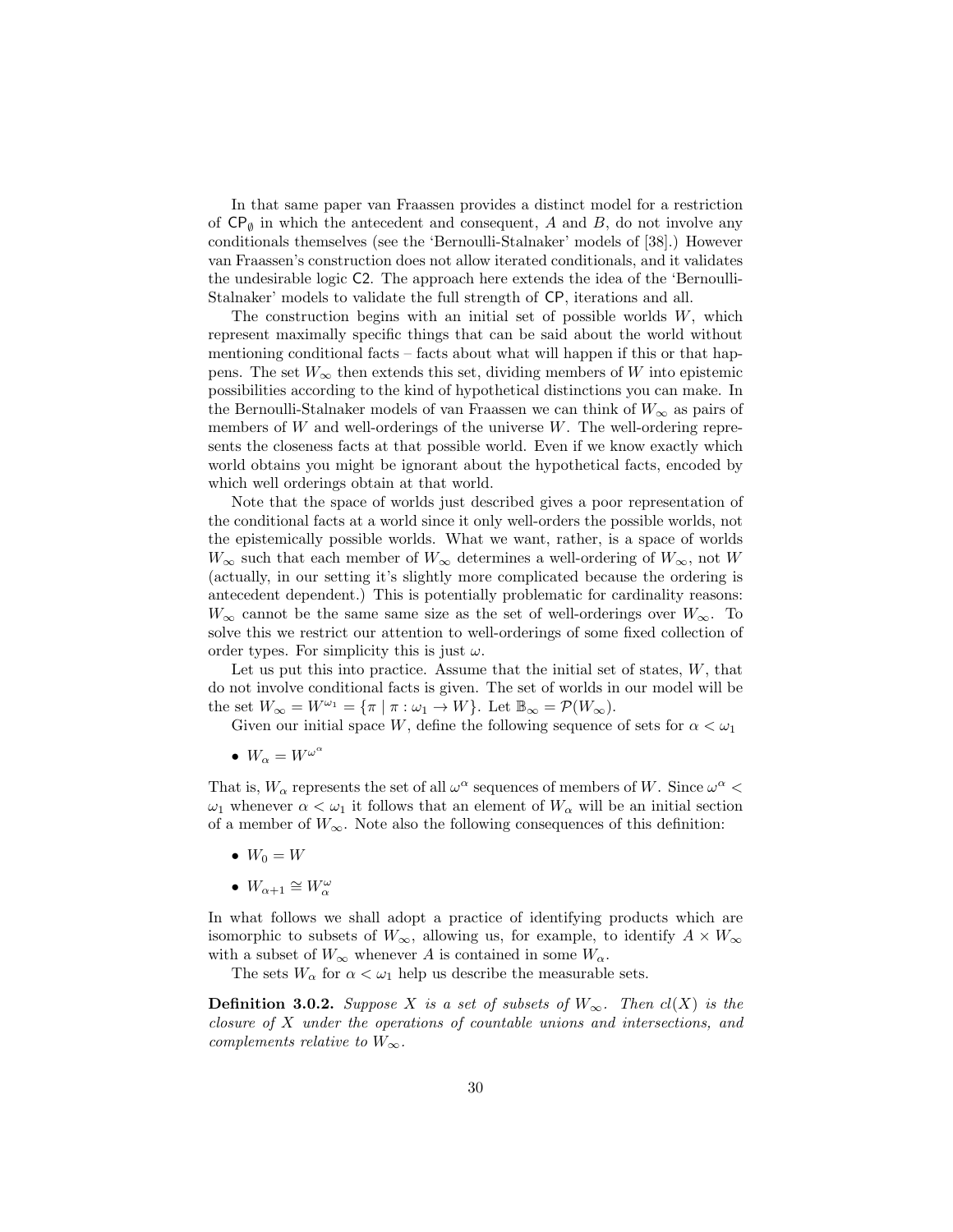In that same paper van Fraassen provides a distinct model for a restriction of $\mathsf{CP}_\emptyset$ in which the antecedent and consequent, $A$ and $B$, do not involve any conditionals themselves (see the 'Bernoulli-Stalnaker' models of [38].) However van Fraassen's construction does not allow iterated conditionals, and it validates the undesirable logic $\mathsf{C2}$. The approach here extends the idea of the 'Bernoulli-Stalnaker' models to validate the full strength of $\mathsf{CP}$, iterations and all.

The construction begins with an initial set of possible worlds $W$, which represent maximally specific things that can be said about the world without mentioning conditional facts – facts about what will happen if this or that happens. The set $W_\infty$ then extends this set, dividing members of $W$ into epistemic possibilities according to the kind of hypothetical distinctions you can make. In the Bernoulli-Stalnaker models of van Fraassen we can think of $W_\infty$ as pairs of members of $W$ and well-orderings of the universe $W$. The well-ordering represents the closeness facts at that possible world. Even if we know exactly which world obtains you might be ignorant about the hypothetical facts, encoded by which well orderings obtain at that world.

Note that the space of worlds just described gives a poor representation of the conditional facts at a world since it only well-orders the possible worlds, not the epistemically possible worlds. What we want, rather, is a space of worlds $W_\infty$ such that each member of $W_\infty$ determines a well-ordering of $W_\infty$, not $W$ (actually, in our setting it's slightly more complicated because the ordering is antecedent dependent.) This is potentially problematic for cardinality reasons: $W_\infty$ cannot be the same same size as the set of well-orderings over $W_\infty$. To solve this we restrict our attention to well-orderings of some fixed collection of order types. For simplicity this is just $\omega$.

Let us put this into practice. Assume that the initial set of states, $W$, that do not involve conditional facts is given. The set of worlds in our model will be the set $W_\infty = W^{\omega_1} = \{\pi \mid \pi : \omega_1 \to W\}$. Let $\mathbb{B}_\infty = \mathcal{P}(W_\infty)$.

Given our initial space $W$, define the following sequence of sets for $\alpha < \omega_1$

- $W_\alpha = W^{\omega^\alpha}$

That is, $W_\alpha$ represents the set of all $\omega^\alpha$ sequences of members of $W$. Since $\omega^\alpha < \omega_1$ whenever $\alpha < \omega_1$ it follows that an element of $W_\alpha$ will be an initial section of a member of $W_\infty$. Note also the following consequences of this definition:

- $W_0 = W$
- $W_{\alpha+1} \cong W_\alpha^\omega$

In what follows we shall adopt a practice of identifying products which are isomorphic to subsets of $W_\infty$, allowing us, for example, to identify $A \times W_\infty$ with a subset of $W_\infty$ whenever $A$ is contained in some $W_\alpha$.

The sets $W_\alpha$ for $\alpha < \omega_1$ help us describe the measurable sets.

**Definition 3.0.2.** *Suppose $X$ is a set of subsets of $W_\infty$. Then $cl(X)$ is the closure of $X$ under the operations of countable unions and intersections, and complements relative to $W_\infty$.*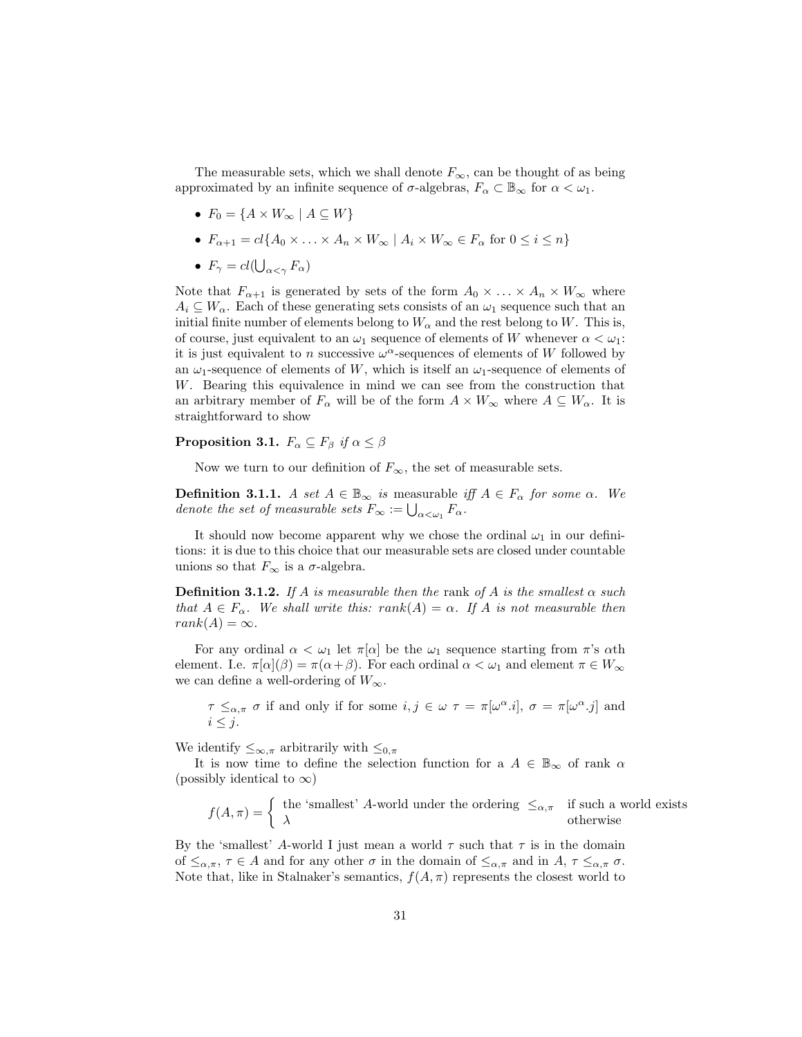The measurable sets, which we shall denote $F_\infty$, can be thought of as being approximated by an infinite sequence of $\sigma$-algebras, $F_\alpha \subset \mathbb{B}_\infty$ for $\alpha < \omega_1$.

- $F_0 = \{A \times W_\infty \mid A \subseteq W\}$
- $F_{\alpha+1} = cl\{A_0 \times \ldots \times A_n \times W_\infty \mid A_i \times W_\infty \in F_\alpha \text{ for } 0 \leq i \leq n\}$
- $F_\gamma = cl(\bigcup_{\alpha<\gamma} F_\alpha)$

Note that $F_{\alpha+1}$ is generated by sets of the form $A_0 \times \ldots \times A_n \times W_\infty$ where $A_i \subseteq W_\alpha$. Each of these generating sets consists of an $\omega_1$ sequence such that an initial finite number of elements belong to $W_\alpha$ and the rest belong to $W$. This is, of course, just equivalent to an $\omega_1$ sequence of elements of $W$ whenever $\alpha < \omega_1$: it is just equivalent to $n$ successive $\omega^\alpha$-sequences of elements of $W$ followed by an $\omega_1$-sequence of elements of $W$, which is itself an $\omega_1$-sequence of elements of $W$. Bearing this equivalence in mind we can see from the construction that an arbitrary member of $F_\alpha$ will be of the form $A \times W_\infty$ where $A \subseteq W_\alpha$. It is straightforward to show

**Proposition 3.1.** *$F_\alpha \subseteq F_\beta$ if $\alpha \leq \beta$*

Now we turn to our definition of $F_\infty$, the set of measurable sets.

**Definition 3.1.1.** *A set $A \in \mathbb{B}_\infty$ is* measurable *iff $A \in F_\alpha$ for some $\alpha$. We denote the set of measurable sets $F_\infty := \bigcup_{\alpha<\omega_1} F_\alpha$.*

It should now become apparent why we chose the ordinal $\omega_1$ in our definitions: it is due to this choice that our measurable sets are closed under countable unions so that $F_\infty$ is a $\sigma$-algebra.

**Definition 3.1.2.** *If $A$ is measurable then the* rank *of $A$ is the smallest $\alpha$ such that $A \in F_\alpha$. We shall write this: $rank(A) = \alpha$. If $A$ is not measurable then $rank(A) = \infty$.*

For any ordinal $\alpha < \omega_1$ let $\pi[\alpha]$ be the $\omega_1$ sequence starting from $\pi$'s $\alpha$th element. I.e. $\pi[\alpha](\beta) = \pi(\alpha+\beta)$. For each ordinal $\alpha < \omega_1$ and element $\pi \in W_\infty$ we can define a well-ordering of $W_\infty$.

> $\tau \leq_{\alpha,\pi} \sigma$ if and only if for some $i, j \in \omega$ $\tau = \pi[\omega^\alpha.i]$, $\sigma = \pi[\omega^\alpha.j]$ and $i \leq j$.

We identify $\leq_{\infty,\pi}$ arbitrarily with $\leq_{0,\pi}$

It is now time to define the selection function for a $A \in \mathbb{B}_\infty$ of rank $\alpha$ (possibly identical to $\infty$)

$$f(A, \pi) = \begin{cases} \text{the `smallest' } A\text{-world under the ordering } \leq_{\alpha,\pi} & \text{if such a world exists} \\ \lambda & \text{otherwise} \end{cases}$$

By the 'smallest' $A$-world I just mean a world $\tau$ such that $\tau$ is in the domain of $\leq_{\alpha,\pi}$, $\tau \in A$ and for any other $\sigma$ in the domain of $\leq_{\alpha,\pi}$ and in $A$, $\tau \leq_{\alpha,\pi} \sigma$. Note that, like in Stalnaker's semantics, $f(A, \pi)$ represents the closest world to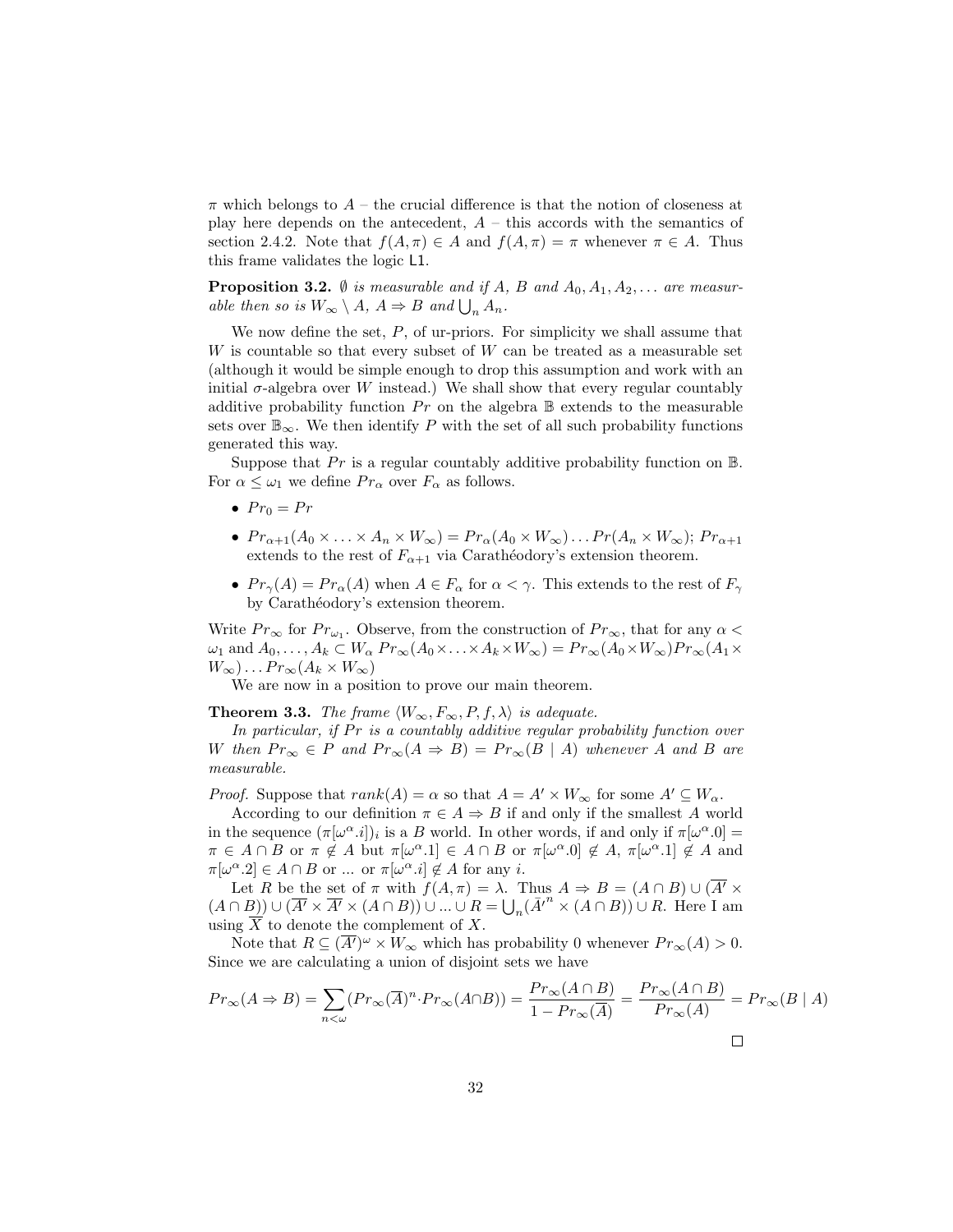$\pi$ which belongs to $A$ – the crucial difference is that the notion of closeness at play here depends on the antecedent, $A$ – this accords with the semantics of section 2.4.2. Note that $f(A, \pi) \in A$ and $f(A, \pi) = \pi$ whenever $\pi \in A$. Thus this frame validates the logic L1.

**Proposition 3.2.** *$\emptyset$ is measurable and if $A$, $B$ and $A_0, A_1, A_2, \ldots$ are measurable then so is $W_\infty \setminus A$, $A \Rightarrow B$ and $\bigcup_n A_n$.*

We now define the set, $P$, of ur-priors. For simplicity we shall assume that $W$ is countable so that every subset of $W$ can be treated as a measurable set (although it would be simple enough to drop this assumption and work with an initial $\sigma$-algebra over $W$ instead.) We shall show that every regular countably additive probability function $Pr$ on the algebra $\mathbb{B}$ extends to the measurable sets over $\mathbb{B}_\infty$. We then identify $P$ with the set of all such probability functions generated this way.

Suppose that $Pr$ is a regular countably additive probability function on $\mathbb{B}$. For $\alpha \leq \omega_1$ we define $Pr_\alpha$ over $F_\alpha$ as follows.

- $Pr_0 = Pr$
- $Pr_{\alpha+1}(A_0 \times \ldots \times A_n \times W_\infty) = Pr_\alpha(A_0 \times W_\infty) \ldots Pr(A_n \times W_\infty)$; $Pr_{\alpha+1}$ extends to the rest of $F_{\alpha+1}$ via Carathéodory's extension theorem.
- $Pr_\gamma(A) = Pr_\alpha(A)$ when $A \in F_\alpha$ for $\alpha < \gamma$. This extends to the rest of $F_\gamma$ by Carathéodory's extension theorem.

Write $Pr_\infty$ for $Pr_{\omega_1}$. Observe, from the construction of $Pr_\infty$, that for any $\alpha < \omega_1$ and $A_0, \ldots, A_k \subset W_\alpha$ $Pr_\infty(A_0 \times \ldots \times A_k \times W_\infty) = Pr_\infty(A_0 \times W_\infty) Pr_\infty(A_1 \times W_\infty) \ldots Pr_\infty(A_k \times W_\infty)$

We are now in a position to prove our main theorem.

**Theorem 3.3.** *The frame $\langle W_\infty, F_\infty, P, f, \lambda \rangle$ is adequate.*

*In particular, if $Pr$ is a countably additive regular probability function over $W$ then $Pr_\infty \in P$ and $Pr_\infty(A \Rightarrow B) = Pr_\infty(B \mid A)$ whenever $A$ and $B$ are measurable.*

*Proof.* Suppose that $rank(A) = \alpha$ so that $A = A' \times W_\infty$ for some $A' \subseteq W_\alpha$.

According to our definition $\pi \in A \Rightarrow B$ if and only if the smallest $A$ world in the sequence $(\pi[\omega^\alpha.i])_i$ is a $B$ world. In other words, if and only if $\pi[\omega^\alpha.0] = \pi \in A \cap B$ or $\pi \notin A$ but $\pi[\omega^\alpha.1] \in A \cap B$ or $\pi[\omega^\alpha.0] \notin A$, $\pi[\omega^\alpha.1] \notin A$ and $\pi[\omega^\alpha.2] \in A \cap B$ or ... or $\pi[\omega^\alpha.i] \notin A$ for any $i$.

Let $R$ be the set of $\pi$ with $f(A, \pi) = \lambda$. Thus $A \Rightarrow B = (A \cap B) \cup (\overline{A'} \times (A \cap B)) \cup (\overline{A'} \times \overline{A'} \times (A \cap B)) \cup \ldots \cup R = \bigcup_n (\bar{A'}^n \times (A \cap B)) \cup R$. Here I am using $\overline{X}$ to denote the complement of $X$.

Note that $R \subseteq (\overline{A'})^\omega \times W_\infty$ which has probability 0 whenever $Pr_\infty(A) > 0$. Since we are calculating a union of disjoint sets we have

$$Pr_\infty(A \Rightarrow B) = \sum_{n<\omega}(Pr_\infty(\overline{A})^n \cdot Pr_\infty(A \cap B)) = \frac{Pr_\infty(A \cap B)}{1 - Pr_\infty(\overline{A})} = \frac{Pr_\infty(A \cap B)}{Pr_\infty(A)} = Pr_\infty(B \mid A)$$

□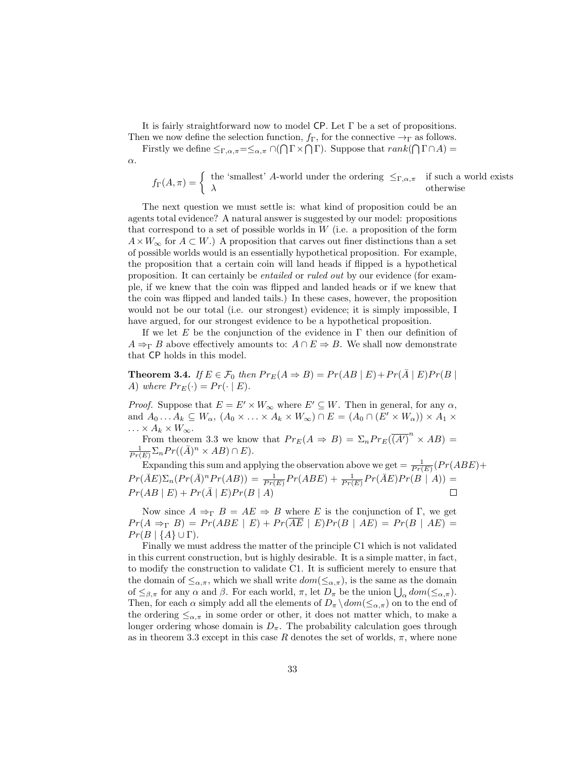It is fairly straightforward now to model CP. Let $\Gamma$ be a set of propositions. Then we now define the selection function, $f_\Gamma$, for the connective $\to_\Gamma$ as follows.

Firstly we define $\leq_{\Gamma,\alpha,\pi} = \leq_{\alpha,\pi} \cap (\bigcap\Gamma \times \bigcap\Gamma)$. Suppose that $rank(\bigcap\Gamma \cap A) = \alpha$.

$$f_\Gamma(A,\pi) = \begin{cases} \text{the 'smallest' } A\text{-world under the ordering } \leq_{\Gamma,\alpha,\pi} & \text{if such a world exists} \\ \lambda & \text{otherwise} \end{cases}$$

The next question we must settle is: what kind of proposition could be an agents total evidence? A natural answer is suggested by our model: propositions that correspond to a set of possible worlds in $W$ (i.e. a proposition of the form $A \times W_\infty$ for $A \subset W$.) A proposition that carves out finer distinctions than a set of possible worlds would is an essentially hypothetical proposition. For example, the proposition that a certain coin will land heads if flipped is a hypothetical proposition. It can certainly be *entailed* or *ruled out* by our evidence (for example, if we knew that the coin was flipped and landed heads or if we knew that the coin was flipped and landed tails.) In these cases, however, the proposition would not be our total (i.e. our strongest) evidence; it is simply impossible, I have argued, for our strongest evidence to be a hypothetical proposition.

If we let $E$ be the conjunction of the evidence in $\Gamma$ then our definition of $A \Rightarrow_\Gamma B$ above effectively amounts to: $A \cap E \Rightarrow B$. We shall now demonstrate that CP holds in this model.

**Theorem 3.4.** *If $E \in \mathcal{F}_0$ then $Pr_E(A \Rightarrow B) = Pr(AB \mid E) + Pr(\bar{A} \mid E)Pr(B \mid A)$ where $Pr_E(\cdot) = Pr(\cdot \mid E)$.*

*Proof.* Suppose that $E = E' \times W_\infty$ where $E' \subseteq W$. Then in general, for any $\alpha$, and $A_0 \ldots A_k \subseteq W_\alpha$, $(A_0 \times \ldots \times A_k \times W_\infty) \cap E = (A_0 \cap (E' \times W_\alpha)) \times A_1 \times \ldots \times A_k \times W_\infty$.

From theorem 3.3 we know that $Pr_E(A \Rightarrow B) = \Sigma_n Pr_E(\overline{(A')}^n \times AB) = \frac{1}{Pr(E)}\Sigma_n Pr((\bar{A})^n \times AB) \cap E)$.

Expanding this sum and applying the observation above we get $= \frac{1}{Pr(E)}(Pr(ABE) + Pr(\bar{A}E)\Sigma_n(Pr(\bar{A})^n Pr(AB)) = \frac{1}{Pr(E)}Pr(ABE) + \frac{1}{Pr(E)}Pr(\bar{A}E)Pr(B \mid A)) = Pr(AB \mid E) + Pr(\bar{A} \mid E)Pr(B \mid A)$ ∎

Now since $A \Rightarrow_\Gamma B = AE \Rightarrow B$ where $E$ is the conjunction of $\Gamma$, we get $Pr(A \Rightarrow_\Gamma B) = Pr(ABE \mid E) + Pr(\overline{AE} \mid E)Pr(B \mid AE) = Pr(B \mid AE) = Pr(B \mid \{A\} \cup \Gamma)$.

Finally we must address the matter of the principle C1 which is not validated in this current construction, but is highly desirable. It is a simple matter, in fact, to modify the construction to validate C1. It is sufficient merely to ensure that the domain of $\leq_{\alpha,\pi}$, which we shall write $dom(\leq_{\alpha,\pi})$, is the same as the domain of $\leq_{\beta,\pi}$ for any $\alpha$ and $\beta$. For each world, $\pi$, let $D_\pi$ be the union $\bigcup_\alpha dom(\leq_{\alpha,\pi})$. Then, for each $\alpha$ simply add all the elements of $D_\pi \setminus dom(\leq_{\alpha,\pi})$ on to the end of the ordering $\leq_{\alpha,\pi}$ in some order or other, it does not matter which, to make a longer ordering whose domain is $D_\pi$. The probability calculation goes through as in theorem 3.3 except in this case $R$ denotes the set of worlds, $\pi$, where none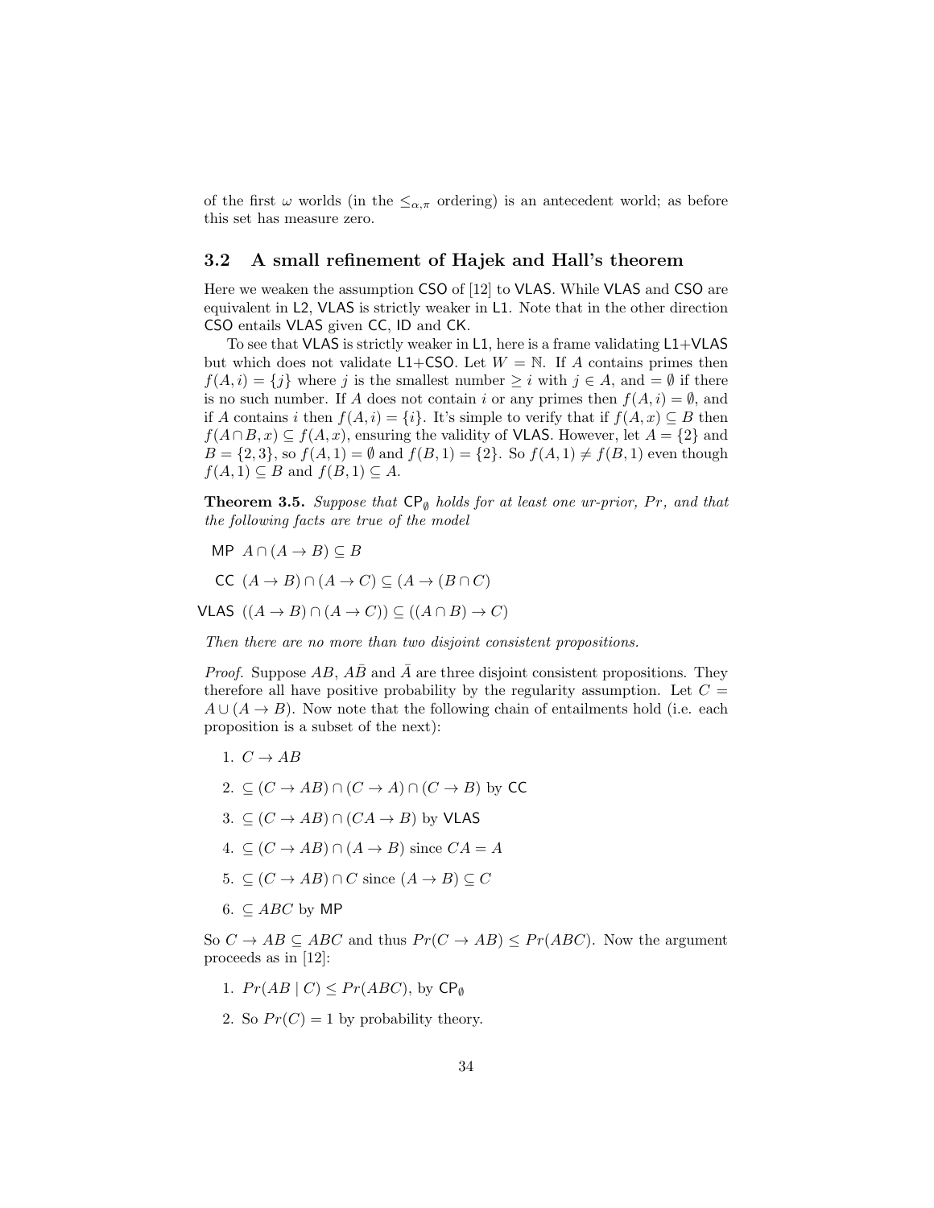of the first $\omega$ worlds (in the $\leq_{\alpha,\pi}$ ordering) is an antecedent world; as before this set has measure zero.

### 3.2 A small refinement of Hajek and Hall's theorem

Here we weaken the assumption CSO of [12] to VLAS. While VLAS and CSO are equivalent in L2, VLAS is strictly weaker in L1. Note that in the other direction CSO entails VLAS given CC, ID and CK.

To see that VLAS is strictly weaker in L1, here is a frame validating L1+VLAS but which does not validate L1+CSO. Let $W = \mathbb{N}$. If $A$ contains primes then $f(A, i) = \{j\}$ where $j$ is the smallest number $\geq i$ with $j \in A$, and $= \emptyset$ if there is no such number. If $A$ does not contain $i$ or any primes then $f(A, i) = \emptyset$, and if $A$ contains $i$ then $f(A, i) = \{i\}$. It's simple to verify that if $f(A, x) \subseteq B$ then $f(A \cap B, x) \subseteq f(A, x)$, ensuring the validity of VLAS. However, let $A = \{2\}$ and $B = \{2, 3\}$, so $f(A, 1) = \emptyset$ and $f(B, 1) = \{2\}$. So $f(A, 1) \neq f(B, 1)$ even though $f(A, 1) \subseteq B$ and $f(B, 1) \subseteq A$.

**Theorem 3.5.** *Suppose that $\mathsf{CP}_\emptyset$ holds for at least one ur-prior, $Pr$, and that the following facts are true of the model*

- MP $A \cap (A \to B) \subseteq B$
- CC $(A \to B) \cap (A \to C) \subseteq (A \to (B \cap C)$
- VLAS $((A \to B) \cap (A \to C)) \subseteq ((A \cap B) \to C)$

*Then there are no more than two disjoint consistent propositions.*

*Proof.* Suppose $AB$, $A\bar{B}$ and $\bar{A}$ are three disjoint consistent propositions. They therefore all have positive probability by the regularity assumption. Let $C = A \cup (A \to B)$. Now note that the following chain of entailments hold (i.e. each proposition is a subset of the next):

1. $C \to AB$
2. $\subseteq (C \to AB) \cap (C \to A) \cap (C \to B)$ by CC
3. $\subseteq (C \to AB) \cap (CA \to B)$ by VLAS
4. $\subseteq (C \to AB) \cap (A \to B)$ since $CA = A$
5. $\subseteq (C \to AB) \cap C$ since $(A \to B) \subseteq C$
6. $\subseteq ABC$ by MP

So $C \to AB \subseteq ABC$ and thus $Pr(C \to AB) \leq Pr(ABC)$. Now the argument proceeds as in [12]:

1. $Pr(AB \mid C) \leq Pr(ABC)$, by $\mathsf{CP}_\emptyset$
2. So $Pr(C) = 1$ by probability theory.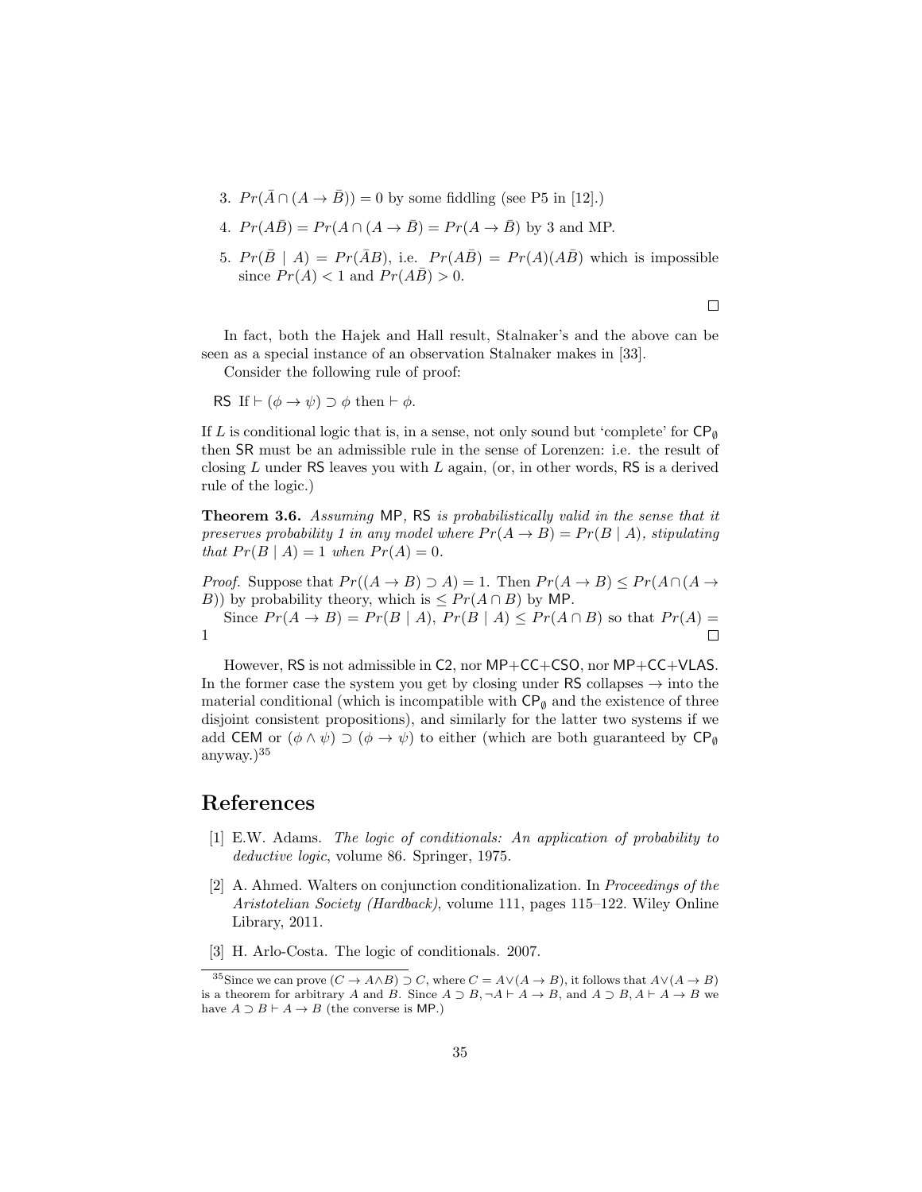3. $Pr(\bar{A} \cap (A \to \bar{B})) = 0$ by some fiddling (see P5 in [12].)

4. $Pr(A\bar{B}) = Pr(A \cap (A \to \bar{B}) = Pr(A \to \bar{B})$ by 3 and MP.

5. $Pr(\bar{B} \mid A) = Pr(\bar{A}B)$, i.e. $Pr(A\bar{B}) = Pr(A)(A\bar{B})$ which is impossible since $Pr(A) < 1$ and $Pr(A\bar{B}) > 0$.

□

In fact, both the Hajek and Hall result, Stalnaker's and the above can be seen as a special instance of an observation Stalnaker makes in [33].

Consider the following rule of proof:

RS If $\vdash (\phi \to \psi) \supset \phi$ then $\vdash \phi$.

If $L$ is conditional logic that is, in a sense, not only sound but 'complete' for $\mathsf{CP}_\emptyset$ then SR must be an admissible rule in the sense of Lorenzen: i.e. the result of closing $L$ under RS leaves you with $L$ again, (or, in other words, RS is a derived rule of the logic.)

**Theorem 3.6.** *Assuming* MP*,* RS *is probabilistically valid in the sense that it preserves probability 1 in any model where $Pr(A \to B) = Pr(B \mid A)$, stipulating that $Pr(B \mid A) = 1$ when $Pr(A) = 0$.*

*Proof.* Suppose that $Pr((A \to B) \supset A) = 1$. Then $Pr(A \to B) \leq Pr(A \cap (A \to B))$ by probability theory, which is $\leq Pr(A \cap B)$ by MP.

Since $Pr(A \to B) = Pr(B \mid A)$, $Pr(B \mid A) \leq Pr(A \cap B)$ so that $Pr(A) = 1$ □

However, RS is not admissible in C2, nor MP+CC+CSO, nor MP+CC+VLAS. In the former case the system you get by closing under RS collapses $\to$ into the material conditional (which is incompatible with $\mathsf{CP}_\emptyset$ and the existence of three disjoint consistent propositions), and similarly for the latter two systems if we add CEM or $(\phi \wedge \psi) \supset (\phi \to \psi)$ to either (which are both guaranteed by $\mathsf{CP}_\emptyset$ anyway.)[35]

# References

[1] E.W. Adams. *The logic of conditionals: An application of probability to deductive logic*, volume 86. Springer, 1975.

[2] A. Ahmed. Walters on conjunction conditionalization. In *Proceedings of the Aristotelian Society (Hardback)*, volume 111, pages 115–122. Wiley Online Library, 2011.

[3] H. Arlo-Costa. The logic of conditionals. 2007.

[35] Since we can prove $(C \to A \wedge B) \supset C$, where $C = A \vee (A \to B)$, it follows that $A \vee (A \to B)$ is a theorem for arbitrary $A$ and $B$. Since $A \supset B, \neg A \vdash A \to B$, and $A \supset B, A \vdash A \to B$ we have $A \supset B \vdash A \to B$ (the converse is MP.)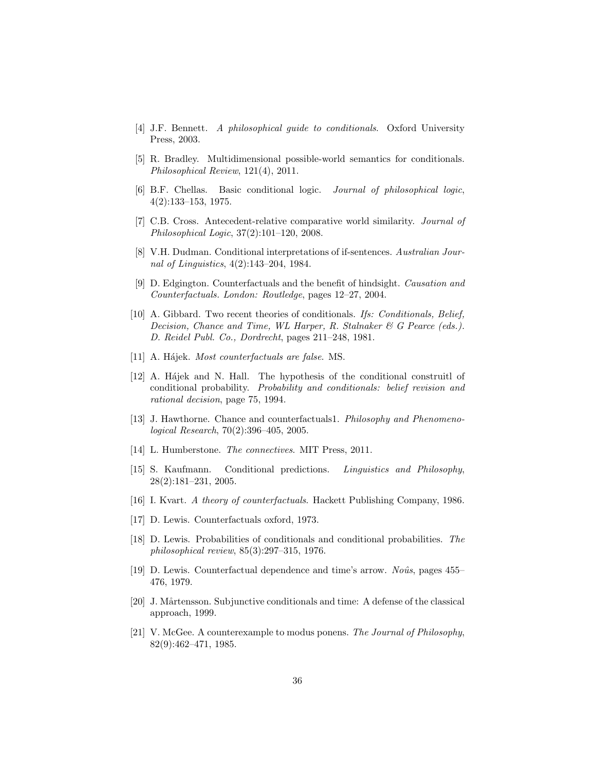[4] J.F. Bennett. *A philosophical guide to conditionals*. Oxford University Press, 2003.

[5] R. Bradley. Multidimensional possible-world semantics for conditionals. *Philosophical Review*, 121(4), 2011.

[6] B.F. Chellas. Basic conditional logic. *Journal of philosophical logic*, 4(2):133–153, 1975.

[7] C.B. Cross. Antecedent-relative comparative world similarity. *Journal of Philosophical Logic*, 37(2):101–120, 2008.

[8] V.H. Dudman. Conditional interpretations of if-sentences. *Australian Journal of Linguistics*, 4(2):143–204, 1984.

[9] D. Edgington. Counterfactuals and the benefit of hindsight. *Causation and Counterfactuals. London: Routledge*, pages 12–27, 2004.

[10] A. Gibbard. Two recent theories of conditionals. *Ifs: Conditionals, Belief, Decision, Chance and Time, WL Harper, R. Stalnaker & G Pearce (eds.). D. Reidel Publ. Co., Dordrecht*, pages 211–248, 1981.

[11] A. Hájek. *Most counterfactuals are false*. MS.

[12] A. Hájek and N. Hall. The hypothesis of the conditional construitl of conditional probability. *Probability and conditionals: belief revision and rational decision*, page 75, 1994.

[13] J. Hawthorne. Chance and counterfactuals1. *Philosophy and Phenomenological Research*, 70(2):396–405, 2005.

[14] L. Humberstone. *The connectives*. MIT Press, 2011.

[15] S. Kaufmann. Conditional predictions. *Linguistics and Philosophy*, 28(2):181–231, 2005.

[16] I. Kvart. *A theory of counterfactuals*. Hackett Publishing Company, 1986.

[17] D. Lewis. Counterfactuals oxford, 1973.

[18] D. Lewis. Probabilities of conditionals and conditional probabilities. *The philosophical review*, 85(3):297–315, 1976.

[19] D. Lewis. Counterfactual dependence and time's arrow. *Noûs*, pages 455–476, 1979.

[20] J. Mårtensson. Subjunctive conditionals and time: A defense of the classical approach, 1999.

[21] V. McGee. A counterexample to modus ponens. *The Journal of Philosophy*, 82(9):462–471, 1985.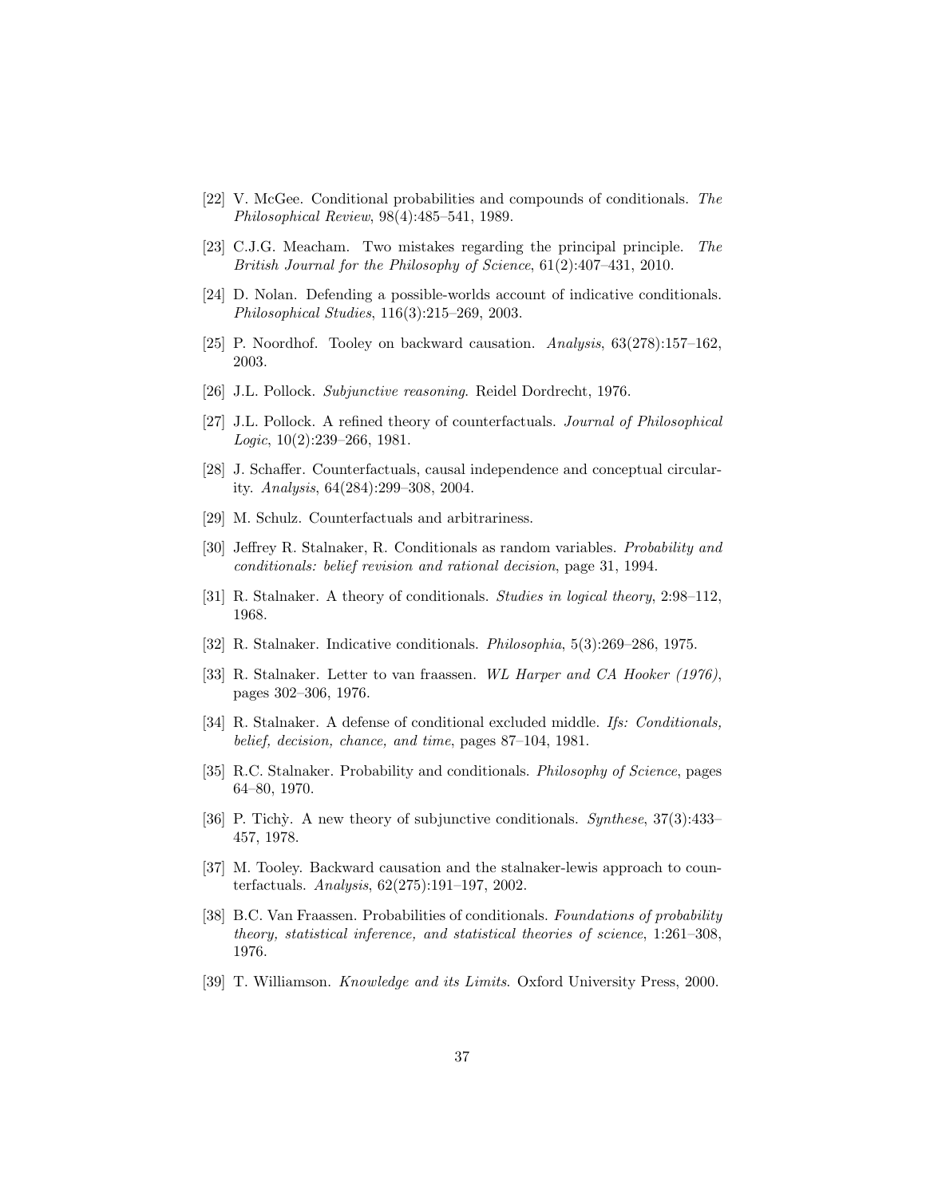[22] V. McGee. Conditional probabilities and compounds of conditionals. *The Philosophical Review*, 98(4):485–541, 1989.

[23] C.J.G. Meacham. Two mistakes regarding the principal principle. *The British Journal for the Philosophy of Science*, 61(2):407–431, 2010.

[24] D. Nolan. Defending a possible-worlds account of indicative conditionals. *Philosophical Studies*, 116(3):215–269, 2003.

[25] P. Noordhof. Tooley on backward causation. *Analysis*, 63(278):157–162, 2003.

[26] J.L. Pollock. *Subjunctive reasoning*. Reidel Dordrecht, 1976.

[27] J.L. Pollock. A refined theory of counterfactuals. *Journal of Philosophical Logic*, 10(2):239–266, 1981.

[28] J. Schaffer. Counterfactuals, causal independence and conceptual circularity. *Analysis*, 64(284):299–308, 2004.

[29] M. Schulz. Counterfactuals and arbitrariness.

[30] Jeffrey R. Stalnaker, R. Conditionals as random variables. *Probability and conditionals: belief revision and rational decision*, page 31, 1994.

[31] R. Stalnaker. A theory of conditionals. *Studies in logical theory*, 2:98–112, 1968.

[32] R. Stalnaker. Indicative conditionals. *Philosophia*, 5(3):269–286, 1975.

[33] R. Stalnaker. Letter to van fraassen. *WL Harper and CA Hooker (1976)*, pages 302–306, 1976.

[34] R. Stalnaker. A defense of conditional excluded middle. *Ifs: Conditionals, belief, decision, chance, and time*, pages 87–104, 1981.

[35] R.C. Stalnaker. Probability and conditionals. *Philosophy of Science*, pages 64–80, 1970.

[36] P. Tichỳ. A new theory of subjunctive conditionals. *Synthese*, 37(3):433–457, 1978.

[37] M. Tooley. Backward causation and the stalnaker-lewis approach to counterfactuals. *Analysis*, 62(275):191–197, 2002.

[38] B.C. Van Fraassen. Probabilities of conditionals. *Foundations of probability theory, statistical inference, and statistical theories of science*, 1:261–308, 1976.

[39] T. Williamson. *Knowledge and its Limits*. Oxford University Press, 2000.